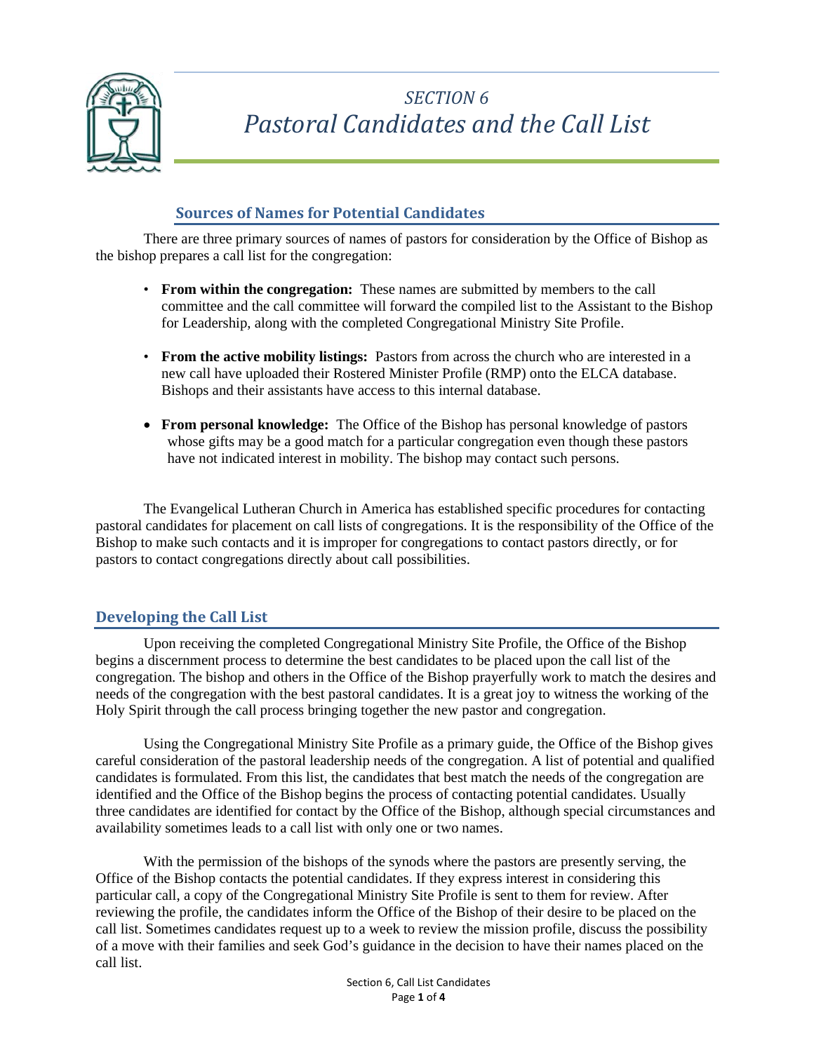# *SECTION 6*
# *Pastoral Candidates and the Call List*

## Sources of Names for Potential Candidates

There are three primary sources of names of pastors for consideration by the Office of Bishop as the bishop prepares a call list for the congregation:

- **From within the congregation:** These names are submitted by members to the call committee and the call committee will forward the compiled list to the Assistant to the Bishop for Leadership, along with the completed Congregational Ministry Site Profile.

- **From the active mobility listings:** Pastors from across the church who are interested in a new call have uploaded their Rostered Minister Profile (RMP) onto the ELCA database. Bishops and their assistants have access to this internal database.

- **From personal knowledge:** The Office of the Bishop has personal knowledge of pastors whose gifts may be a good match for a particular congregation even though these pastors have not indicated interest in mobility. The bishop may contact such persons.

The Evangelical Lutheran Church in America has established specific procedures for contacting pastoral candidates for placement on call lists of congregations. It is the responsibility of the Office of the Bishop to make such contacts and it is improper for congregations to contact pastors directly, or for pastors to contact congregations directly about call possibilities.

## Developing the Call List

Upon receiving the completed Congregational Ministry Site Profile, the Office of the Bishop begins a discernment process to determine the best candidates to be placed upon the call list of the congregation. The bishop and others in the Office of the Bishop prayerfully work to match the desires and needs of the congregation with the best pastoral candidates. It is a great joy to witness the working of the Holy Spirit through the call process bringing together the new pastor and congregation.

Using the Congregational Ministry Site Profile as a primary guide, the Office of the Bishop gives careful consideration of the pastoral leadership needs of the congregation. A list of potential and qualified candidates is formulated. From this list, the candidates that best match the needs of the congregation are identified and the Office of the Bishop begins the process of contacting potential candidates. Usually three candidates are identified for contact by the Office of the Bishop, although special circumstances and availability sometimes leads to a call list with only one or two names.

With the permission of the bishops of the synods where the pastors are presently serving, the Office of the Bishop contacts the potential candidates. If they express interest in considering this particular call, a copy of the Congregational Ministry Site Profile is sent to them for review. After reviewing the profile, the candidates inform the Office of the Bishop of their desire to be placed on the call list. Sometimes candidates request up to a week to review the mission profile, discuss the possibility of a move with their families and seek God's guidance in the decision to have their names placed on the call list.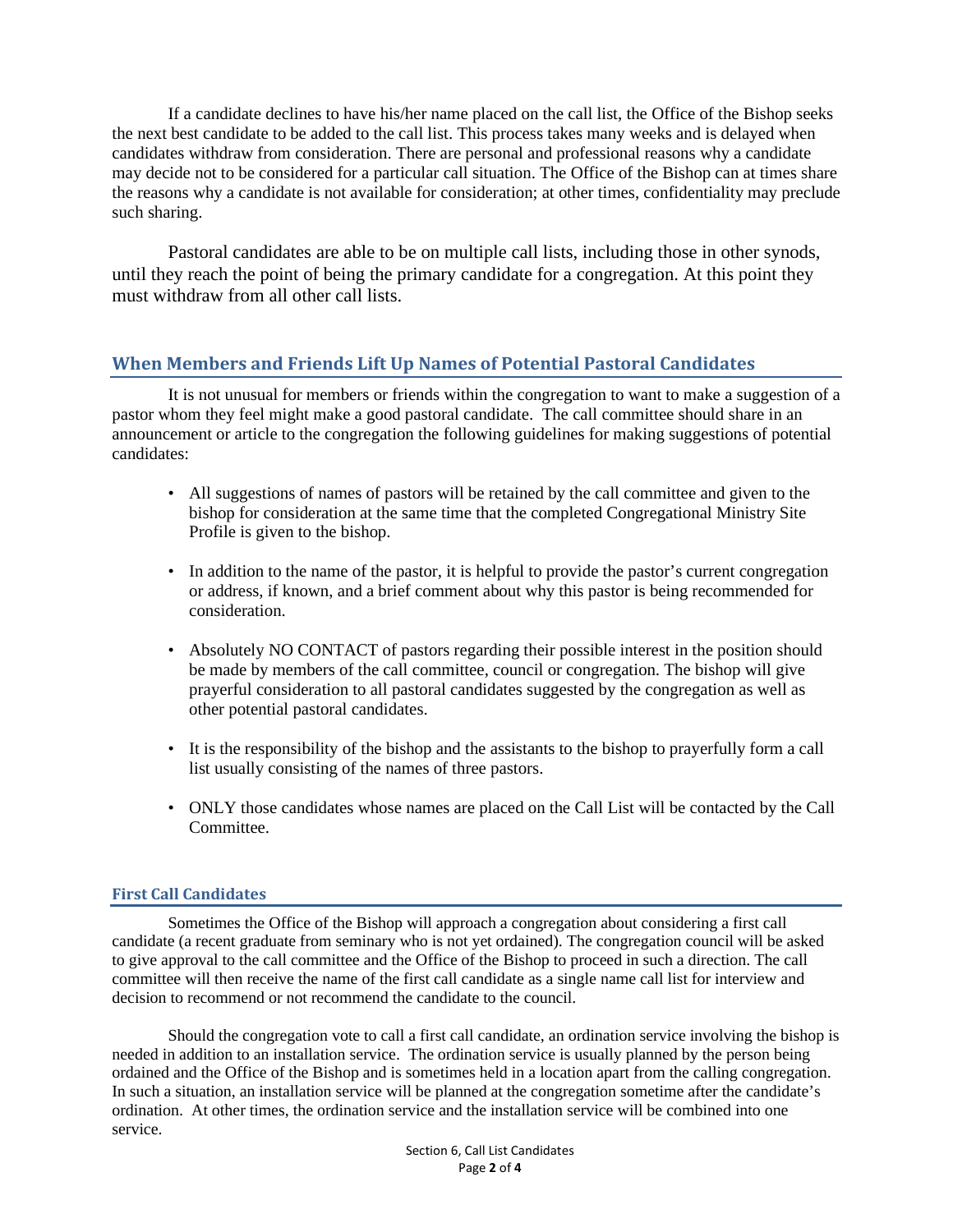If a candidate declines to have his/her name placed on the call list, the Office of the Bishop seeks the next best candidate to be added to the call list. This process takes many weeks and is delayed when candidates withdraw from consideration. There are personal and professional reasons why a candidate may decide not to be considered for a particular call situation. The Office of the Bishop can at times share the reasons why a candidate is not available for consideration; at other times, confidentiality may preclude such sharing.

Pastoral candidates are able to be on multiple call lists, including those in other synods, until they reach the point of being the primary candidate for a congregation. At this point they must withdraw from all other call lists.

## When Members and Friends Lift Up Names of Potential Pastoral Candidates

It is not unusual for members or friends within the congregation to want to make a suggestion of a pastor whom they feel might make a good pastoral candidate. The call committee should share in an announcement or article to the congregation the following guidelines for making suggestions of potential candidates:

- All suggestions of names of pastors will be retained by the call committee and given to the bishop for consideration at the same time that the completed Congregational Ministry Site Profile is given to the bishop.
- In addition to the name of the pastor, it is helpful to provide the pastor's current congregation or address, if known, and a brief comment about why this pastor is being recommended for consideration.
- Absolutely NO CONTACT of pastors regarding their possible interest in the position should be made by members of the call committee, council or congregation. The bishop will give prayerful consideration to all pastoral candidates suggested by the congregation as well as other potential pastoral candidates.
- It is the responsibility of the bishop and the assistants to the bishop to prayerfully form a call list usually consisting of the names of three pastors.
- ONLY those candidates whose names are placed on the Call List will be contacted by the Call Committee.

### First Call Candidates

Sometimes the Office of the Bishop will approach a congregation about considering a first call candidate (a recent graduate from seminary who is not yet ordained). The congregation council will be asked to give approval to the call committee and the Office of the Bishop to proceed in such a direction. The call committee will then receive the name of the first call candidate as a single name call list for interview and decision to recommend or not recommend the candidate to the council.

Should the congregation vote to call a first call candidate, an ordination service involving the bishop is needed in addition to an installation service. The ordination service is usually planned by the person being ordained and the Office of the Bishop and is sometimes held in a location apart from the calling congregation. In such a situation, an installation service will be planned at the congregation sometime after the candidate's ordination. At other times, the ordination service and the installation service will be combined into one service.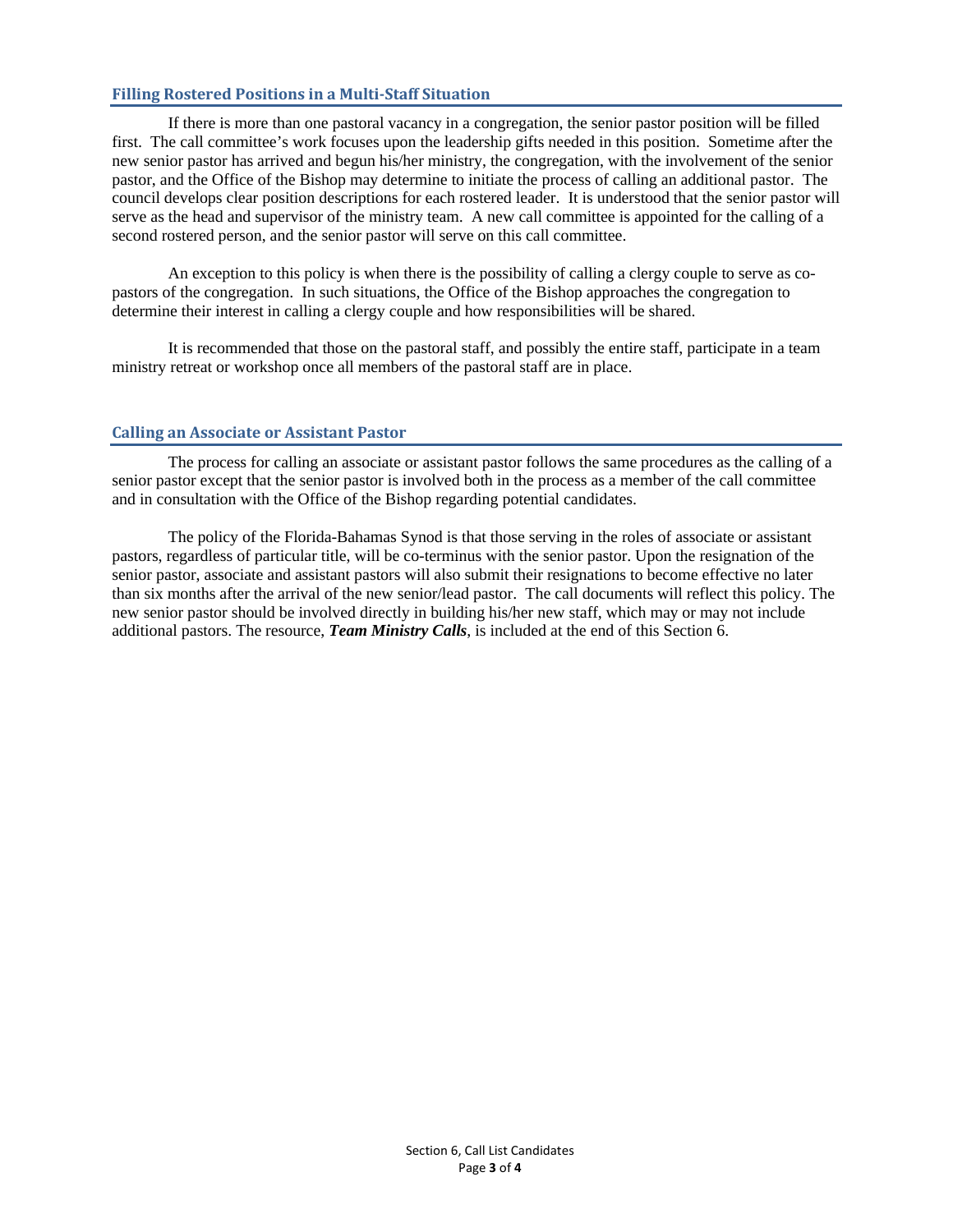## Filling Rostered Positions in a Multi-Staff Situation

If there is more than one pastoral vacancy in a congregation, the senior pastor position will be filled first. The call committee's work focuses upon the leadership gifts needed in this position. Sometime after the new senior pastor has arrived and begun his/her ministry, the congregation, with the involvement of the senior pastor, and the Office of the Bishop may determine to initiate the process of calling an additional pastor. The council develops clear position descriptions for each rostered leader. It is understood that the senior pastor will serve as the head and supervisor of the ministry team. A new call committee is appointed for the calling of a second rostered person, and the senior pastor will serve on this call committee.

An exception to this policy is when there is the possibility of calling a clergy couple to serve as co-pastors of the congregation. In such situations, the Office of the Bishop approaches the congregation to determine their interest in calling a clergy couple and how responsibilities will be shared.

It is recommended that those on the pastoral staff, and possibly the entire staff, participate in a team ministry retreat or workshop once all members of the pastoral staff are in place.

## Calling an Associate or Assistant Pastor

The process for calling an associate or assistant pastor follows the same procedures as the calling of a senior pastor except that the senior pastor is involved both in the process as a member of the call committee and in consultation with the Office of the Bishop regarding potential candidates.

The policy of the Florida-Bahamas Synod is that those serving in the roles of associate or assistant pastors, regardless of particular title, will be co-terminus with the senior pastor. Upon the resignation of the senior pastor, associate and assistant pastors will also submit their resignations to become effective no later than six months after the arrival of the new senior/lead pastor. The call documents will reflect this policy. The new senior pastor should be involved directly in building his/her new staff, which may or may not include additional pastors. The resource, ***Team Ministry Calls***, is included at the end of this Section 6.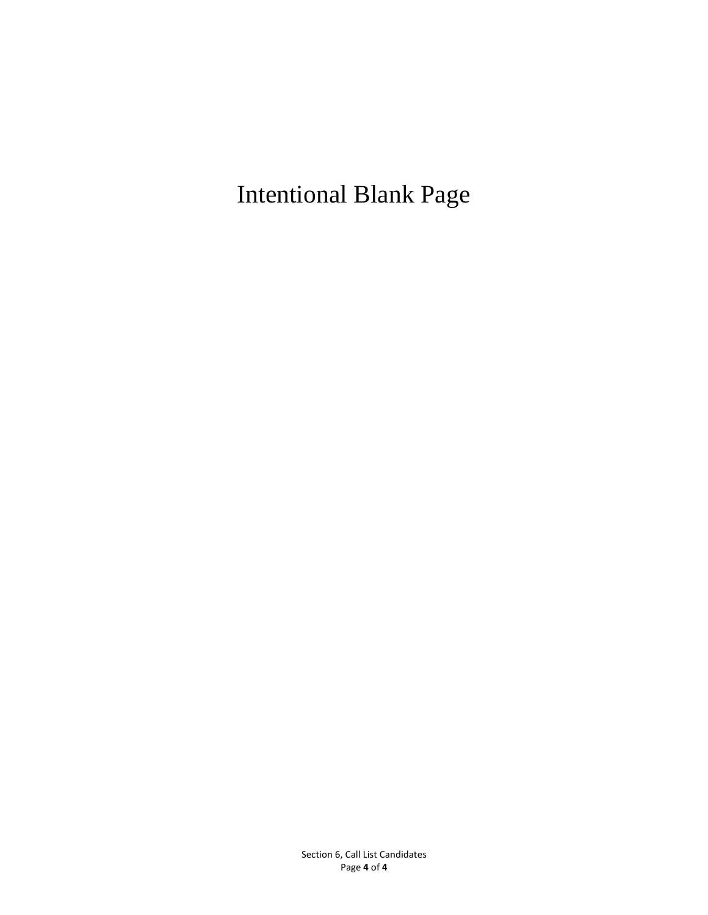Intentional Blank Page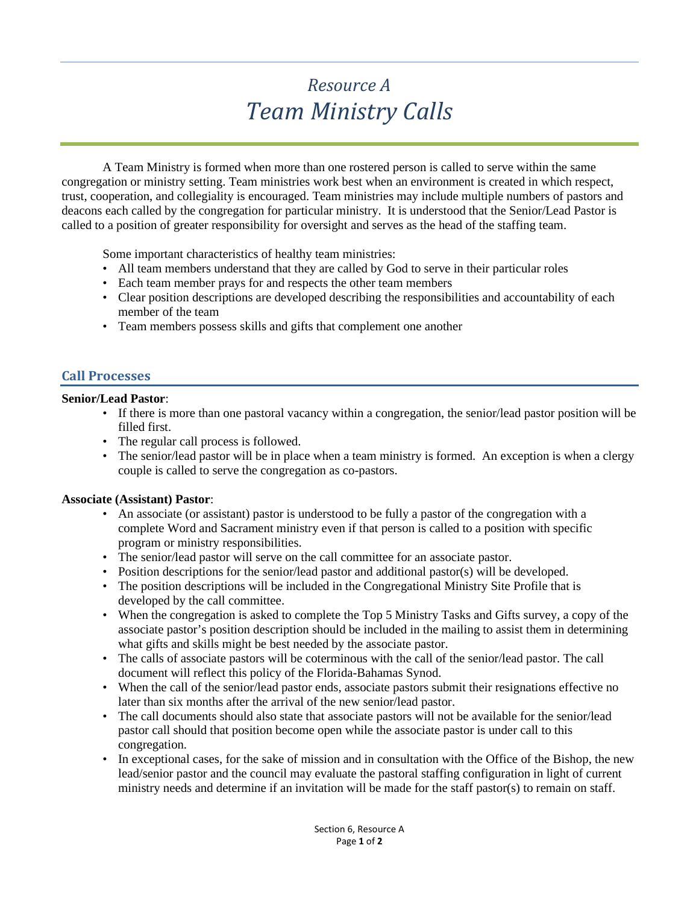# *Resource A*
# *Team Ministry Calls*

A Team Ministry is formed when more than one rostered person is called to serve within the same congregation or ministry setting. Team ministries work best when an environment is created in which respect, trust, cooperation, and collegiality is encouraged. Team ministries may include multiple numbers of pastors and deacons each called by the congregation for particular ministry. It is understood that the Senior/Lead Pastor is called to a position of greater responsibility for oversight and serves as the head of the staffing team.

Some important characteristics of healthy team ministries:

- All team members understand that they are called by God to serve in their particular roles
- Each team member prays for and respects the other team members
- Clear position descriptions are developed describing the responsibilities and accountability of each member of the team
- Team members possess skills and gifts that complement one another

## Call Processes

**Senior/Lead Pastor**:

- If there is more than one pastoral vacancy within a congregation, the senior/lead pastor position will be filled first.
- The regular call process is followed.
- The senior/lead pastor will be in place when a team ministry is formed. An exception is when a clergy couple is called to serve the congregation as co-pastors.

**Associate (Assistant) Pastor**:

- An associate (or assistant) pastor is understood to be fully a pastor of the congregation with a complete Word and Sacrament ministry even if that person is called to a position with specific program or ministry responsibilities.
- The senior/lead pastor will serve on the call committee for an associate pastor.
- Position descriptions for the senior/lead pastor and additional pastor(s) will be developed.
- The position descriptions will be included in the Congregational Ministry Site Profile that is developed by the call committee.
- When the congregation is asked to complete the Top 5 Ministry Tasks and Gifts survey, a copy of the associate pastor's position description should be included in the mailing to assist them in determining what gifts and skills might be best needed by the associate pastor.
- The calls of associate pastors will be coterminous with the call of the senior/lead pastor. The call document will reflect this policy of the Florida-Bahamas Synod.
- When the call of the senior/lead pastor ends, associate pastors submit their resignations effective no later than six months after the arrival of the new senior/lead pastor.
- The call documents should also state that associate pastors will not be available for the senior/lead pastor call should that position become open while the associate pastor is under call to this congregation.
- In exceptional cases, for the sake of mission and in consultation with the Office of the Bishop, the new lead/senior pastor and the council may evaluate the pastoral staffing configuration in light of current ministry needs and determine if an invitation will be made for the staff pastor(s) to remain on staff.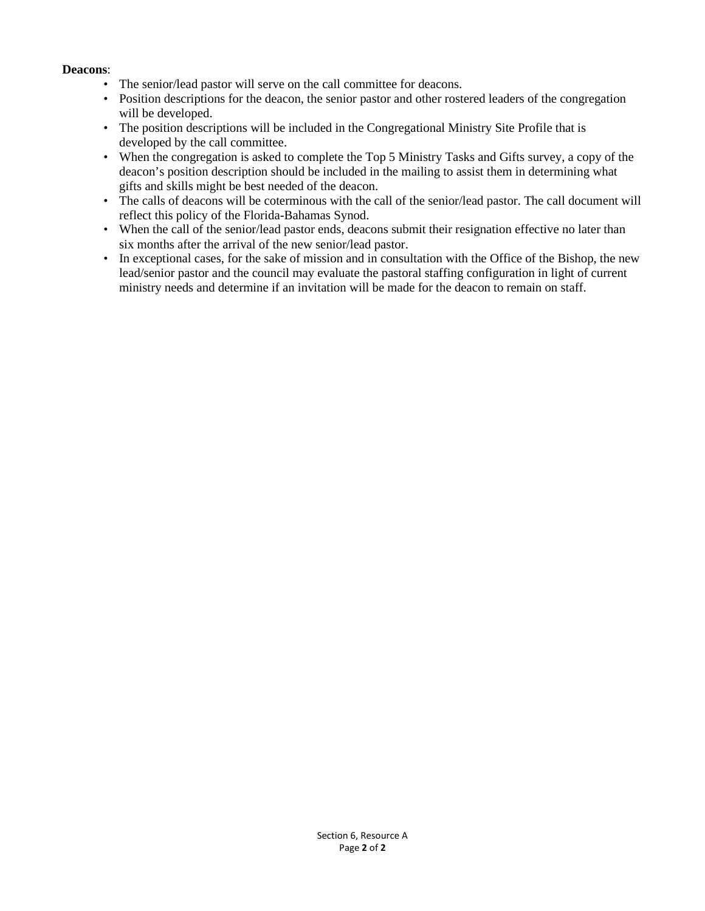**Deacons**:

- The senior/lead pastor will serve on the call committee for deacons.
- Position descriptions for the deacon, the senior pastor and other rostered leaders of the congregation will be developed.
- The position descriptions will be included in the Congregational Ministry Site Profile that is developed by the call committee.
- When the congregation is asked to complete the Top 5 Ministry Tasks and Gifts survey, a copy of the deacon's position description should be included in the mailing to assist them in determining what gifts and skills might be best needed of the deacon.
- The calls of deacons will be coterminous with the call of the senior/lead pastor. The call document will reflect this policy of the Florida-Bahamas Synod.
- When the call of the senior/lead pastor ends, deacons submit their resignation effective no later than six months after the arrival of the new senior/lead pastor.
- In exceptional cases, for the sake of mission and in consultation with the Office of the Bishop, the new lead/senior pastor and the council may evaluate the pastoral staffing configuration in light of current ministry needs and determine if an invitation will be made for the deacon to remain on staff.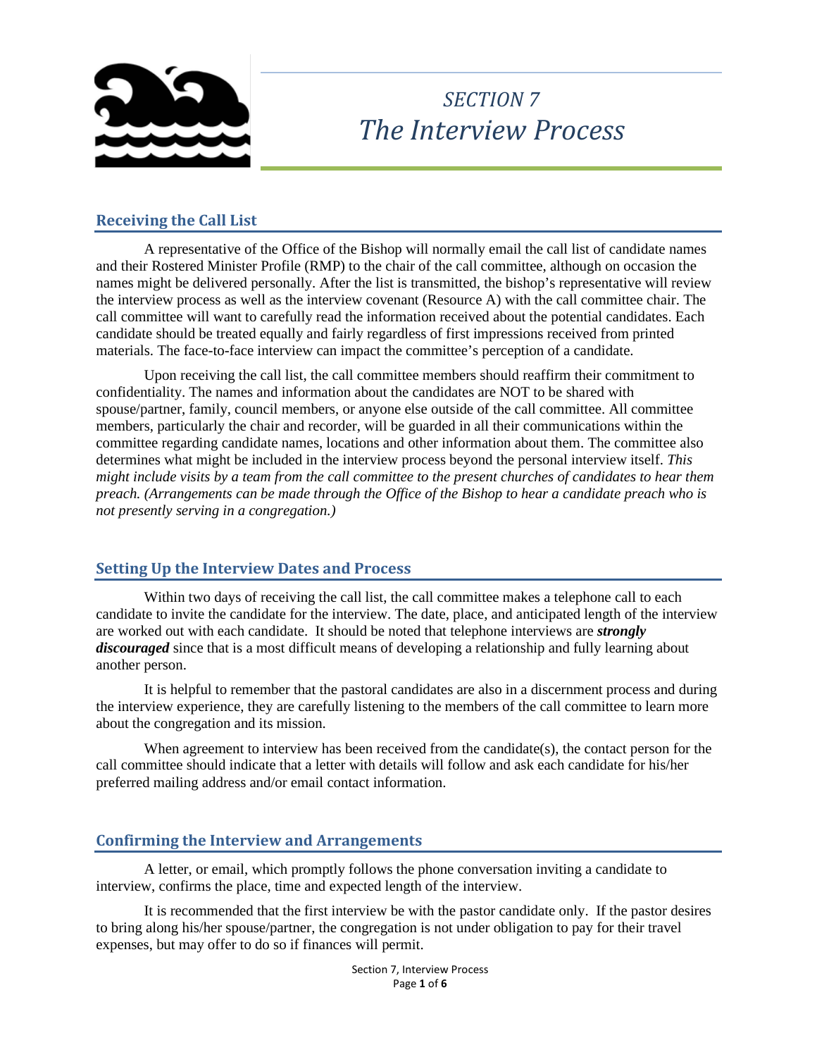# *SECTION 7*
# *The Interview Process*

## Receiving the Call List

A representative of the Office of the Bishop will normally email the call list of candidate names and their Rostered Minister Profile (RMP) to the chair of the call committee, although on occasion the names might be delivered personally. After the list is transmitted, the bishop's representative will review the interview process as well as the interview covenant (Resource A) with the call committee chair. The call committee will want to carefully read the information received about the potential candidates. Each candidate should be treated equally and fairly regardless of first impressions received from printed materials. The face-to-face interview can impact the committee's perception of a candidate.

Upon receiving the call list, the call committee members should reaffirm their commitment to confidentiality. The names and information about the candidates are NOT to be shared with spouse/partner, family, council members, or anyone else outside of the call committee. All committee members, particularly the chair and recorder, will be guarded in all their communications within the committee regarding candidate names, locations and other information about them. The committee also determines what might be included in the interview process beyond the personal interview itself. *This might include visits by a team from the call committee to the present churches of candidates to hear them preach. (Arrangements can be made through the Office of the Bishop to hear a candidate preach who is not presently serving in a congregation.)*

## Setting Up the Interview Dates and Process

Within two days of receiving the call list, the call committee makes a telephone call to each candidate to invite the candidate for the interview. The date, place, and anticipated length of the interview are worked out with each candidate. It should be noted that telephone interviews are ***strongly discouraged*** since that is a most difficult means of developing a relationship and fully learning about another person.

It is helpful to remember that the pastoral candidates are also in a discernment process and during the interview experience, they are carefully listening to the members of the call committee to learn more about the congregation and its mission.

When agreement to interview has been received from the candidate(s), the contact person for the call committee should indicate that a letter with details will follow and ask each candidate for his/her preferred mailing address and/or email contact information.

## Confirming the Interview and Arrangements

A letter, or email, which promptly follows the phone conversation inviting a candidate to interview, confirms the place, time and expected length of the interview.

It is recommended that the first interview be with the pastor candidate only. If the pastor desires to bring along his/her spouse/partner, the congregation is not under obligation to pay for their travel expenses, but may offer to do so if finances will permit.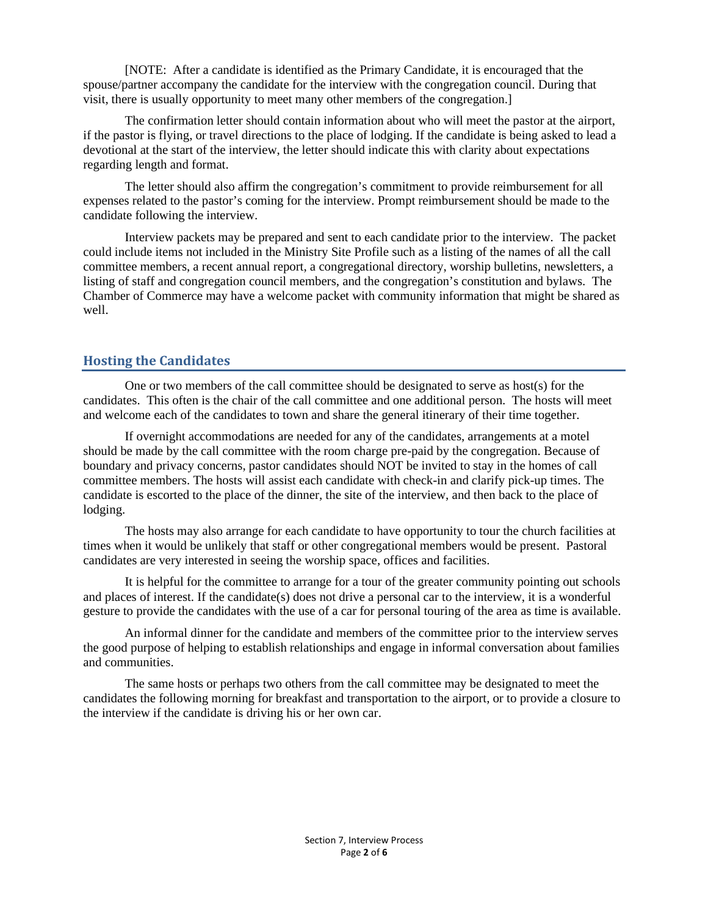[NOTE: After a candidate is identified as the Primary Candidate, it is encouraged that the spouse/partner accompany the candidate for the interview with the congregation council. During that visit, there is usually opportunity to meet many other members of the congregation.]

The confirmation letter should contain information about who will meet the pastor at the airport, if the pastor is flying, or travel directions to the place of lodging. If the candidate is being asked to lead a devotional at the start of the interview, the letter should indicate this with clarity about expectations regarding length and format.

The letter should also affirm the congregation's commitment to provide reimbursement for all expenses related to the pastor's coming for the interview. Prompt reimbursement should be made to the candidate following the interview.

Interview packets may be prepared and sent to each candidate prior to the interview. The packet could include items not included in the Ministry Site Profile such as a listing of the names of all the call committee members, a recent annual report, a congregational directory, worship bulletins, newsletters, a listing of staff and congregation council members, and the congregation's constitution and bylaws. The Chamber of Commerce may have a welcome packet with community information that might be shared as well.

## Hosting the Candidates

One or two members of the call committee should be designated to serve as host(s) for the candidates. This often is the chair of the call committee and one additional person. The hosts will meet and welcome each of the candidates to town and share the general itinerary of their time together.

If overnight accommodations are needed for any of the candidates, arrangements at a motel should be made by the call committee with the room charge pre-paid by the congregation. Because of boundary and privacy concerns, pastor candidates should NOT be invited to stay in the homes of call committee members. The hosts will assist each candidate with check-in and clarify pick-up times. The candidate is escorted to the place of the dinner, the site of the interview, and then back to the place of lodging.

The hosts may also arrange for each candidate to have opportunity to tour the church facilities at times when it would be unlikely that staff or other congregational members would be present. Pastoral candidates are very interested in seeing the worship space, offices and facilities.

It is helpful for the committee to arrange for a tour of the greater community pointing out schools and places of interest. If the candidate(s) does not drive a personal car to the interview, it is a wonderful gesture to provide the candidates with the use of a car for personal touring of the area as time is available.

An informal dinner for the candidate and members of the committee prior to the interview serves the good purpose of helping to establish relationships and engage in informal conversation about families and communities.

The same hosts or perhaps two others from the call committee may be designated to meet the candidates the following morning for breakfast and transportation to the airport, or to provide a closure to the interview if the candidate is driving his or her own car.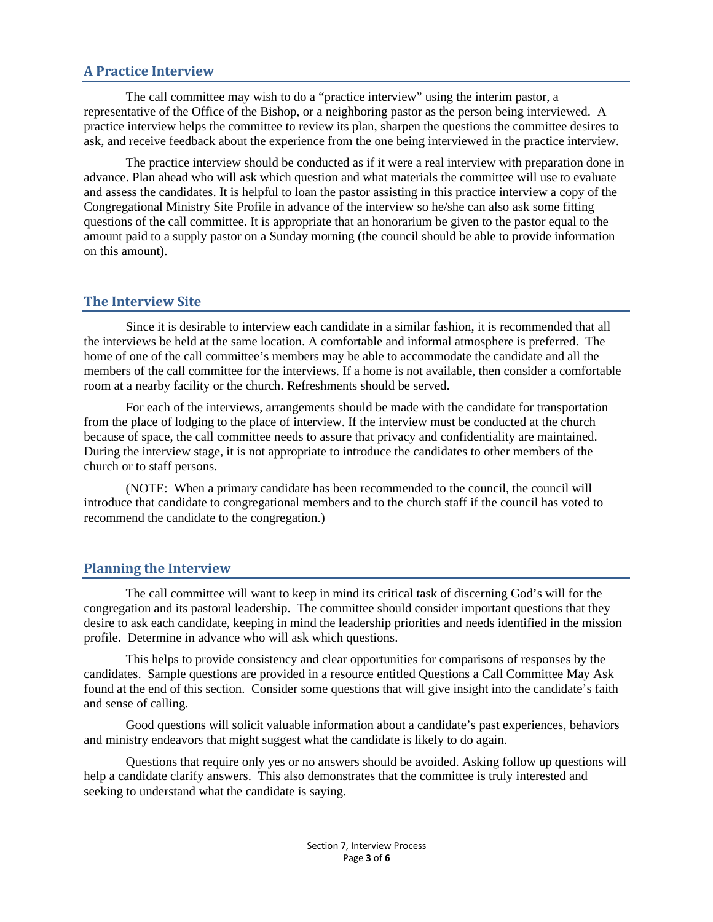## A Practice Interview

The call committee may wish to do a "practice interview" using the interim pastor, a representative of the Office of the Bishop, or a neighboring pastor as the person being interviewed. A practice interview helps the committee to review its plan, sharpen the questions the committee desires to ask, and receive feedback about the experience from the one being interviewed in the practice interview.

The practice interview should be conducted as if it were a real interview with preparation done in advance. Plan ahead who will ask which question and what materials the committee will use to evaluate and assess the candidates. It is helpful to loan the pastor assisting in this practice interview a copy of the Congregational Ministry Site Profile in advance of the interview so he/she can also ask some fitting questions of the call committee. It is appropriate that an honorarium be given to the pastor equal to the amount paid to a supply pastor on a Sunday morning (the council should be able to provide information on this amount).

## The Interview Site

Since it is desirable to interview each candidate in a similar fashion, it is recommended that all the interviews be held at the same location. A comfortable and informal atmosphere is preferred. The home of one of the call committee's members may be able to accommodate the candidate and all the members of the call committee for the interviews. If a home is not available, then consider a comfortable room at a nearby facility or the church. Refreshments should be served.

For each of the interviews, arrangements should be made with the candidate for transportation from the place of lodging to the place of interview. If the interview must be conducted at the church because of space, the call committee needs to assure that privacy and confidentiality are maintained. During the interview stage, it is not appropriate to introduce the candidates to other members of the church or to staff persons.

(NOTE: When a primary candidate has been recommended to the council, the council will introduce that candidate to congregational members and to the church staff if the council has voted to recommend the candidate to the congregation.)

## Planning the Interview

The call committee will want to keep in mind its critical task of discerning God's will for the congregation and its pastoral leadership. The committee should consider important questions that they desire to ask each candidate, keeping in mind the leadership priorities and needs identified in the mission profile. Determine in advance who will ask which questions.

This helps to provide consistency and clear opportunities for comparisons of responses by the candidates. Sample questions are provided in a resource entitled Questions a Call Committee May Ask found at the end of this section. Consider some questions that will give insight into the candidate's faith and sense of calling.

Good questions will solicit valuable information about a candidate's past experiences, behaviors and ministry endeavors that might suggest what the candidate is likely to do again.

Questions that require only yes or no answers should be avoided. Asking follow up questions will help a candidate clarify answers. This also demonstrates that the committee is truly interested and seeking to understand what the candidate is saying.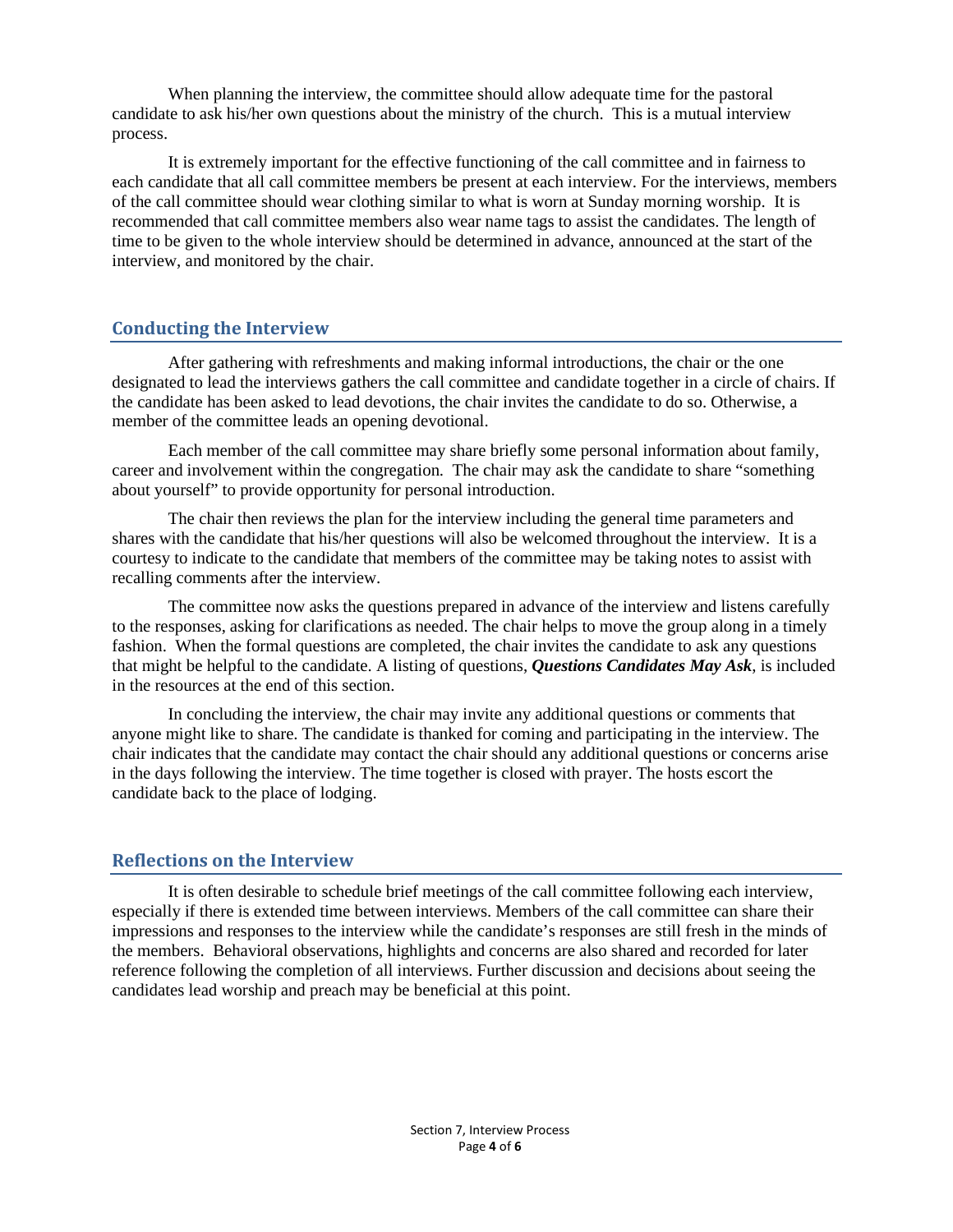When planning the interview, the committee should allow adequate time for the pastoral candidate to ask his/her own questions about the ministry of the church. This is a mutual interview process.

It is extremely important for the effective functioning of the call committee and in fairness to each candidate that all call committee members be present at each interview. For the interviews, members of the call committee should wear clothing similar to what is worn at Sunday morning worship. It is recommended that call committee members also wear name tags to assist the candidates. The length of time to be given to the whole interview should be determined in advance, announced at the start of the interview, and monitored by the chair.

## Conducting the Interview

After gathering with refreshments and making informal introductions, the chair or the one designated to lead the interviews gathers the call committee and candidate together in a circle of chairs. If the candidate has been asked to lead devotions, the chair invites the candidate to do so. Otherwise, a member of the committee leads an opening devotional.

Each member of the call committee may share briefly some personal information about family, career and involvement within the congregation. The chair may ask the candidate to share "something about yourself" to provide opportunity for personal introduction.

The chair then reviews the plan for the interview including the general time parameters and shares with the candidate that his/her questions will also be welcomed throughout the interview. It is a courtesy to indicate to the candidate that members of the committee may be taking notes to assist with recalling comments after the interview.

The committee now asks the questions prepared in advance of the interview and listens carefully to the responses, asking for clarifications as needed. The chair helps to move the group along in a timely fashion. When the formal questions are completed, the chair invites the candidate to ask any questions that might be helpful to the candidate. A listing of questions, ***Questions Candidates May Ask***, is included in the resources at the end of this section.

In concluding the interview, the chair may invite any additional questions or comments that anyone might like to share. The candidate is thanked for coming and participating in the interview. The chair indicates that the candidate may contact the chair should any additional questions or concerns arise in the days following the interview. The time together is closed with prayer. The hosts escort the candidate back to the place of lodging.

## Reflections on the Interview

It is often desirable to schedule brief meetings of the call committee following each interview, especially if there is extended time between interviews. Members of the call committee can share their impressions and responses to the interview while the candidate's responses are still fresh in the minds of the members. Behavioral observations, highlights and concerns are also shared and recorded for later reference following the completion of all interviews. Further discussion and decisions about seeing the candidates lead worship and preach may be beneficial at this point.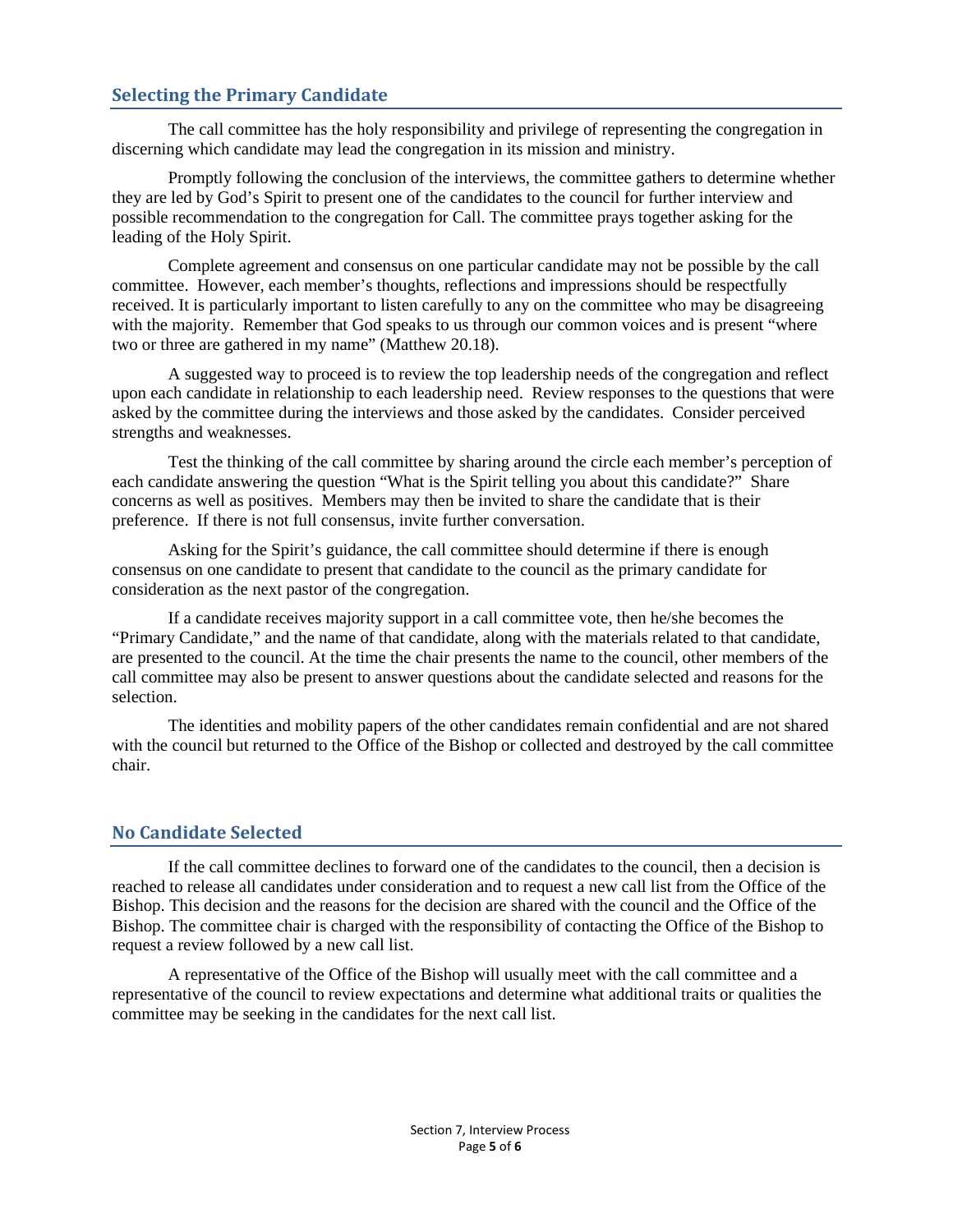## Selecting the Primary Candidate

The call committee has the holy responsibility and privilege of representing the congregation in discerning which candidate may lead the congregation in its mission and ministry.

Promptly following the conclusion of the interviews, the committee gathers to determine whether they are led by God's Spirit to present one of the candidates to the council for further interview and possible recommendation to the congregation for Call. The committee prays together asking for the leading of the Holy Spirit.

Complete agreement and consensus on one particular candidate may not be possible by the call committee. However, each member's thoughts, reflections and impressions should be respectfully received. It is particularly important to listen carefully to any on the committee who may be disagreeing with the majority. Remember that God speaks to us through our common voices and is present "where two or three are gathered in my name" (Matthew 20.18).

A suggested way to proceed is to review the top leadership needs of the congregation and reflect upon each candidate in relationship to each leadership need. Review responses to the questions that were asked by the committee during the interviews and those asked by the candidates. Consider perceived strengths and weaknesses.

Test the thinking of the call committee by sharing around the circle each member's perception of each candidate answering the question "What is the Spirit telling you about this candidate?" Share concerns as well as positives. Members may then be invited to share the candidate that is their preference. If there is not full consensus, invite further conversation.

Asking for the Spirit's guidance, the call committee should determine if there is enough consensus on one candidate to present that candidate to the council as the primary candidate for consideration as the next pastor of the congregation.

If a candidate receives majority support in a call committee vote, then he/she becomes the "Primary Candidate," and the name of that candidate, along with the materials related to that candidate, are presented to the council. At the time the chair presents the name to the council, other members of the call committee may also be present to answer questions about the candidate selected and reasons for the selection.

The identities and mobility papers of the other candidates remain confidential and are not shared with the council but returned to the Office of the Bishop or collected and destroyed by the call committee chair.

## No Candidate Selected

If the call committee declines to forward one of the candidates to the council, then a decision is reached to release all candidates under consideration and to request a new call list from the Office of the Bishop. This decision and the reasons for the decision are shared with the council and the Office of the Bishop. The committee chair is charged with the responsibility of contacting the Office of the Bishop to request a review followed by a new call list.

A representative of the Office of the Bishop will usually meet with the call committee and a representative of the council to review expectations and determine what additional traits or qualities the committee may be seeking in the candidates for the next call list.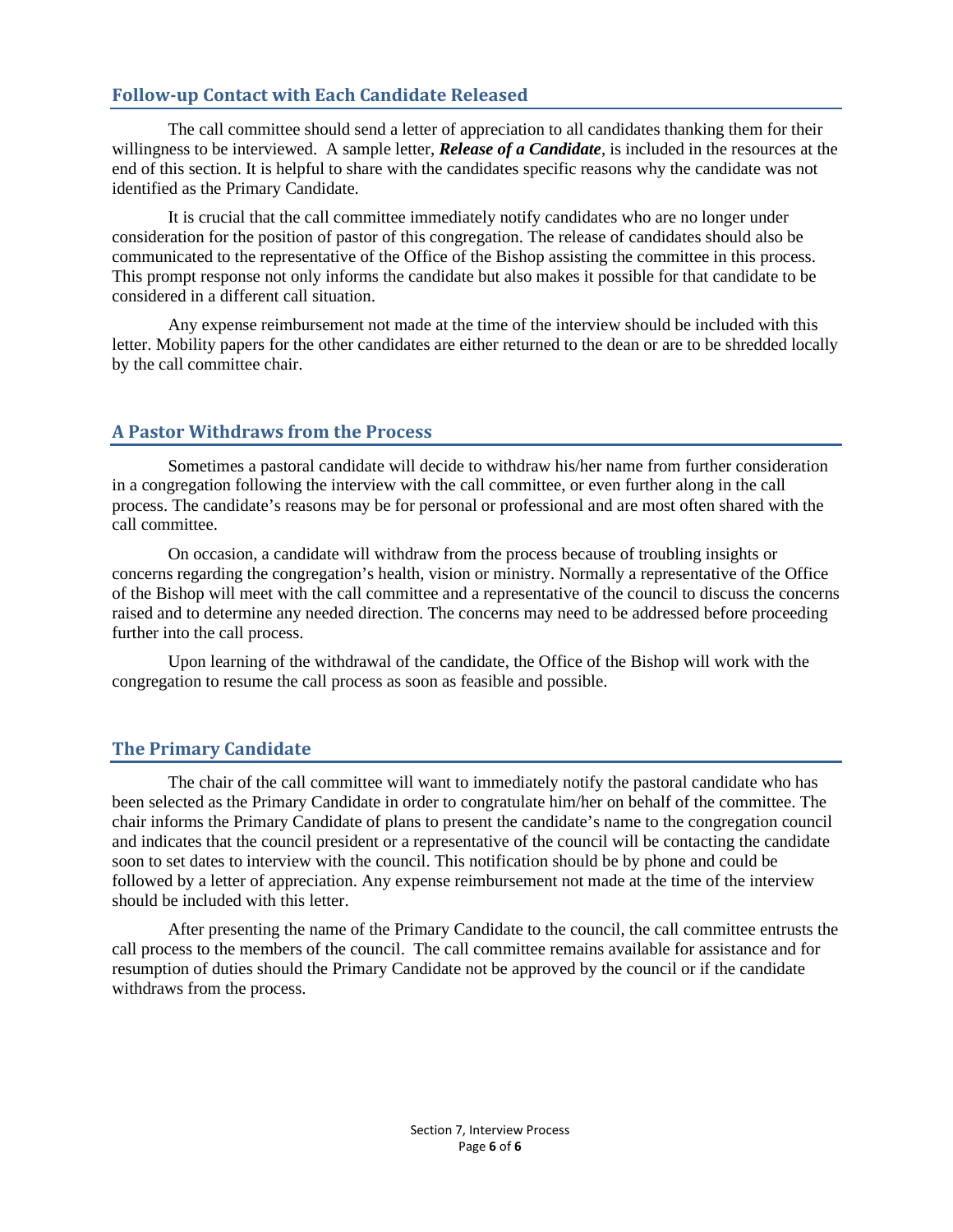## Follow-up Contact with Each Candidate Released

The call committee should send a letter of appreciation to all candidates thanking them for their willingness to be interviewed. A sample letter, ***Release of a Candidate***, is included in the resources at the end of this section. It is helpful to share with the candidates specific reasons why the candidate was not identified as the Primary Candidate.

It is crucial that the call committee immediately notify candidates who are no longer under consideration for the position of pastor of this congregation. The release of candidates should also be communicated to the representative of the Office of the Bishop assisting the committee in this process. This prompt response not only informs the candidate but also makes it possible for that candidate to be considered in a different call situation.

Any expense reimbursement not made at the time of the interview should be included with this letter. Mobility papers for the other candidates are either returned to the dean or are to be shredded locally by the call committee chair.

## A Pastor Withdraws from the Process

Sometimes a pastoral candidate will decide to withdraw his/her name from further consideration in a congregation following the interview with the call committee, or even further along in the call process. The candidate's reasons may be for personal or professional and are most often shared with the call committee.

On occasion, a candidate will withdraw from the process because of troubling insights or concerns regarding the congregation's health, vision or ministry. Normally a representative of the Office of the Bishop will meet with the call committee and a representative of the council to discuss the concerns raised and to determine any needed direction. The concerns may need to be addressed before proceeding further into the call process.

Upon learning of the withdrawal of the candidate, the Office of the Bishop will work with the congregation to resume the call process as soon as feasible and possible.

## The Primary Candidate

The chair of the call committee will want to immediately notify the pastoral candidate who has been selected as the Primary Candidate in order to congratulate him/her on behalf of the committee. The chair informs the Primary Candidate of plans to present the candidate's name to the congregation council and indicates that the council president or a representative of the council will be contacting the candidate soon to set dates to interview with the council. This notification should be by phone and could be followed by a letter of appreciation. Any expense reimbursement not made at the time of the interview should be included with this letter.

After presenting the name of the Primary Candidate to the council, the call committee entrusts the call process to the members of the council. The call committee remains available for assistance and for resumption of duties should the Primary Candidate not be approved by the council or if the candidate withdraws from the process.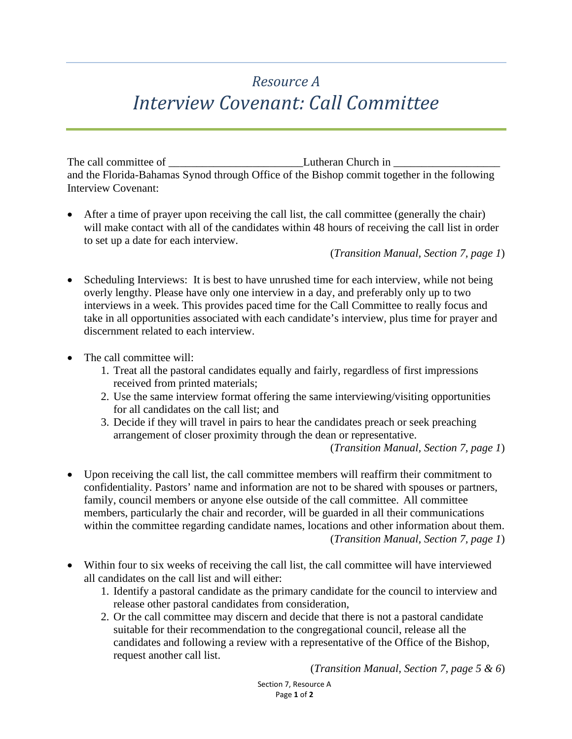## *Resource A*

# *Interview Covenant: Call Committee*

The call committee of _______________________Lutheran Church in __________________ and the Florida-Bahamas Synod through Office of the Bishop commit together in the following Interview Covenant:

- After a time of prayer upon receiving the call list, the call committee (generally the chair) will make contact with all of the candidates within 48 hours of receiving the call list in order to set up a date for each interview.

  (*Transition Manual, Section 7, page 1*)

- Scheduling Interviews: It is best to have unrushed time for each interview, while not being overly lengthy. Please have only one interview in a day, and preferably only up to two interviews in a week. This provides paced time for the Call Committee to really focus and take in all opportunities associated with each candidate's interview, plus time for prayer and discernment related to each interview.

- The call committee will:
  1. Treat all the pastoral candidates equally and fairly, regardless of first impressions received from printed materials;
  2. Use the same interview format offering the same interviewing/visiting opportunities for all candidates on the call list; and
  3. Decide if they will travel in pairs to hear the candidates preach or seek preaching arrangement of closer proximity through the dean or representative.

  (*Transition Manual, Section 7, page 1*)

- Upon receiving the call list, the call committee members will reaffirm their commitment to confidentiality. Pastors' name and information are not to be shared with spouses or partners, family, council members or anyone else outside of the call committee. All committee members, particularly the chair and recorder, will be guarded in all their communications within the committee regarding candidate names, locations and other information about them.

  (*Transition Manual, Section 7, page 1*)

- Within four to six weeks of receiving the call list, the call committee will have interviewed all candidates on the call list and will either:
  1. Identify a pastoral candidate as the primary candidate for the council to interview and release other pastoral candidates from consideration,
  2. Or the call committee may discern and decide that there is not a pastoral candidate suitable for their recommendation to the congregational council, release all the candidates and following a review with a representative of the Office of the Bishop, request another call list.

  (*Transition Manual, Section 7, page 5 & 6*)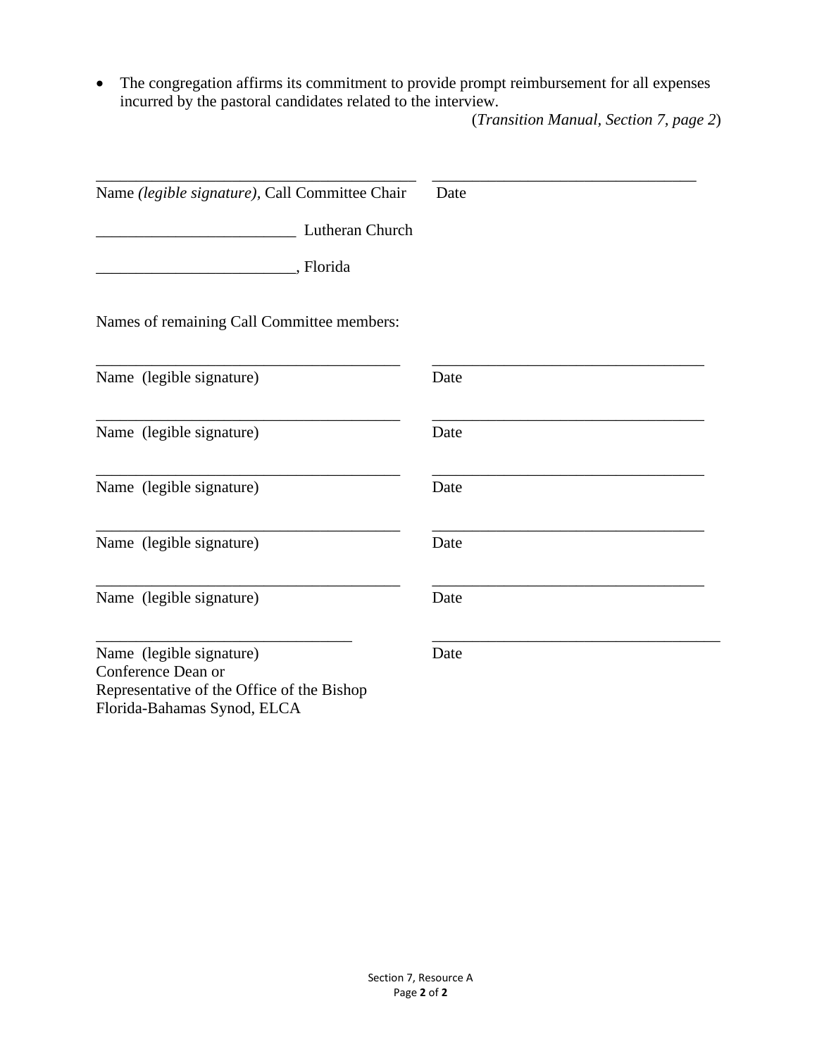- The congregation affirms its commitment to provide prompt reimbursement for all expenses incurred by the pastoral candidates related to the interview.

(*Transition Manual, Section 7, page 2*)

_______________________________________ _________________________________

Name *(legible signature)*, Call Committee Chair Date

_________________________ Lutheran Church

_________________________, Florida

Names of remaining Call Committee members:

_______________________________________ _________________________________

Name (legible signature) Date

_______________________________________ _________________________________

Name (legible signature) Date

_______________________________________ _________________________________

Name (legible signature) Date

_______________________________________ _________________________________

Name (legible signature) Date

_______________________________________ _________________________________

Name (legible signature) Date

________________________________ _____________________________________

Name (legible signature) Date
Conference Dean or
Representative of the Office of the Bishop
Florida-Bahamas Synod, ELCA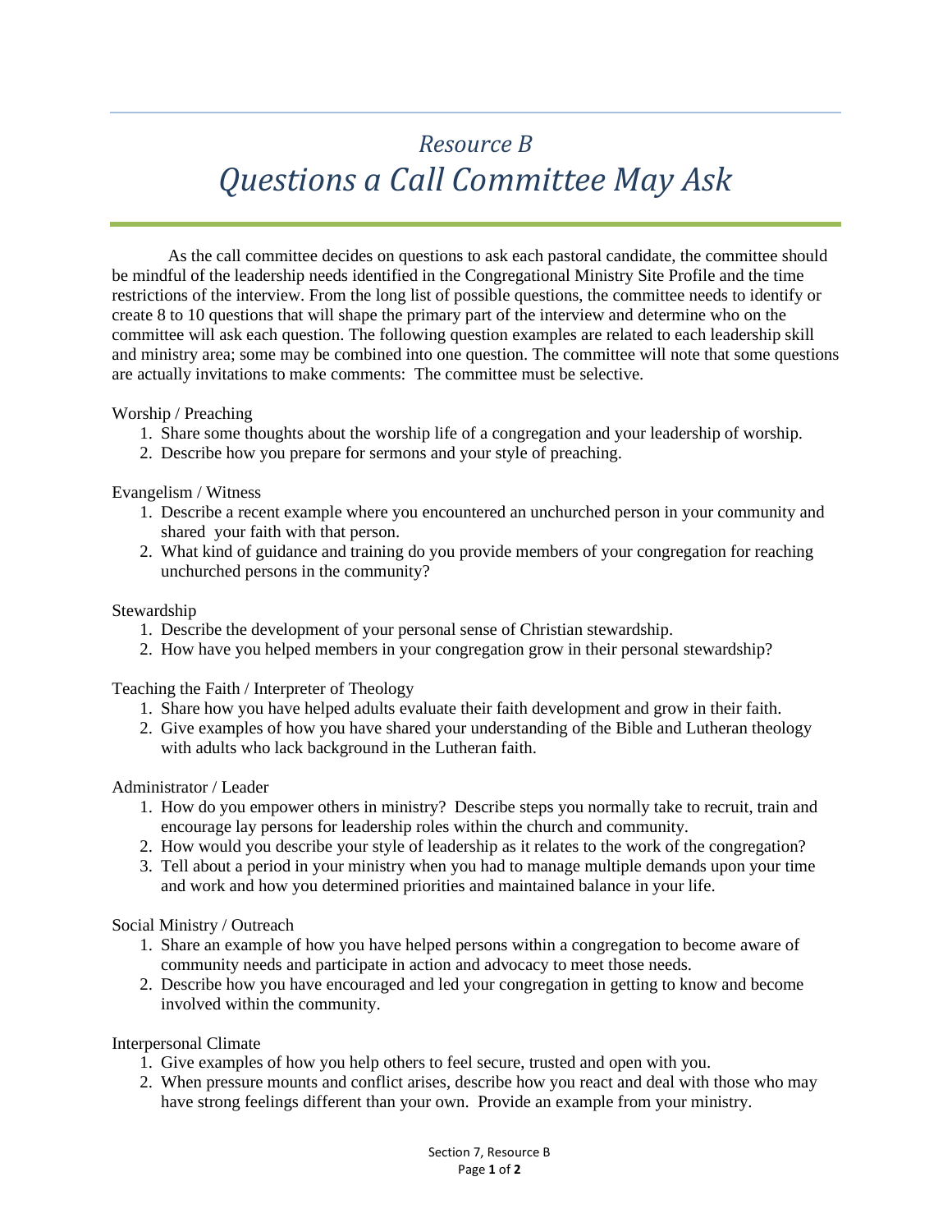# *Resource B*
# *Questions a Call Committee May Ask*

As the call committee decides on questions to ask each pastoral candidate, the committee should be mindful of the leadership needs identified in the Congregational Ministry Site Profile and the time restrictions of the interview. From the long list of possible questions, the committee needs to identify or create 8 to 10 questions that will shape the primary part of the interview and determine who on the committee will ask each question. The following question examples are related to each leadership skill and ministry area; some may be combined into one question. The committee will note that some questions are actually invitations to make comments: The committee must be selective.

Worship / Preaching

1. Share some thoughts about the worship life of a congregation and your leadership of worship.
2. Describe how you prepare for sermons and your style of preaching.

Evangelism / Witness

1. Describe a recent example where you encountered an unchurched person in your community and shared your faith with that person.
2. What kind of guidance and training do you provide members of your congregation for reaching unchurched persons in the community?

Stewardship

1. Describe the development of your personal sense of Christian stewardship.
2. How have you helped members in your congregation grow in their personal stewardship?

Teaching the Faith / Interpreter of Theology

1. Share how you have helped adults evaluate their faith development and grow in their faith.
2. Give examples of how you have shared your understanding of the Bible and Lutheran theology with adults who lack background in the Lutheran faith.

Administrator / Leader

1. How do you empower others in ministry? Describe steps you normally take to recruit, train and encourage lay persons for leadership roles within the church and community.
2. How would you describe your style of leadership as it relates to the work of the congregation?
3. Tell about a period in your ministry when you had to manage multiple demands upon your time and work and how you determined priorities and maintained balance in your life.

Social Ministry / Outreach

1. Share an example of how you have helped persons within a congregation to become aware of community needs and participate in action and advocacy to meet those needs.
2. Describe how you have encouraged and led your congregation in getting to know and become involved within the community.

Interpersonal Climate

1. Give examples of how you help others to feel secure, trusted and open with you.
2. When pressure mounts and conflict arises, describe how you react and deal with those who may have strong feelings different than your own. Provide an example from your ministry.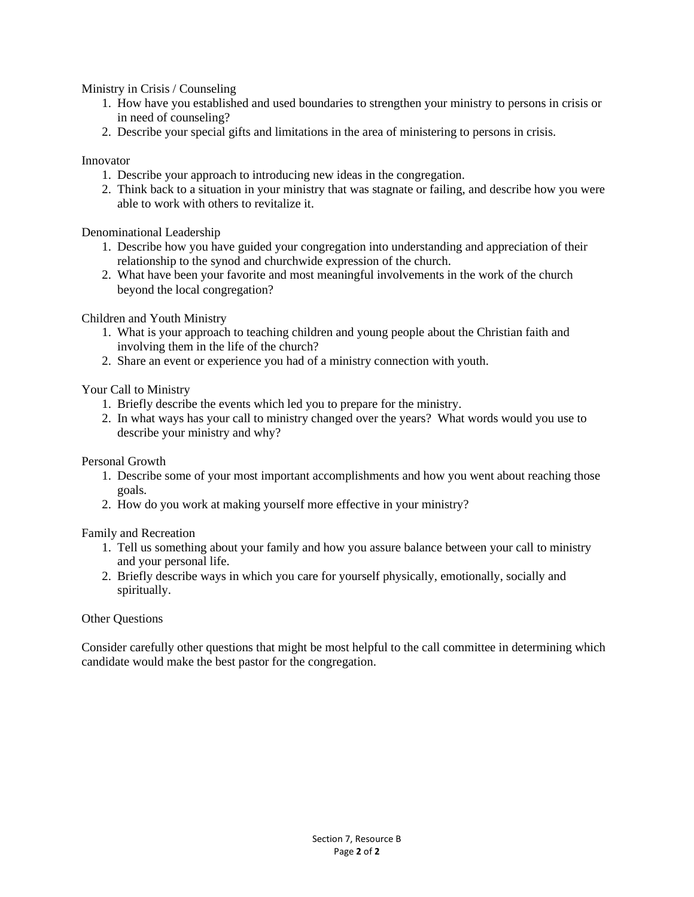Ministry in Crisis / Counseling

1. How have you established and used boundaries to strengthen your ministry to persons in crisis or in need of counseling?
2. Describe your special gifts and limitations in the area of ministering to persons in crisis.

Innovator

1. Describe your approach to introducing new ideas in the congregation.
2. Think back to a situation in your ministry that was stagnate or failing, and describe how you were able to work with others to revitalize it.

Denominational Leadership

1. Describe how you have guided your congregation into understanding and appreciation of their relationship to the synod and churchwide expression of the church.
2. What have been your favorite and most meaningful involvements in the work of the church beyond the local congregation?

Children and Youth Ministry

1. What is your approach to teaching children and young people about the Christian faith and involving them in the life of the church?
2. Share an event or experience you had of a ministry connection with youth.

Your Call to Ministry

1. Briefly describe the events which led you to prepare for the ministry.
2. In what ways has your call to ministry changed over the years? What words would you use to describe your ministry and why?

Personal Growth

1. Describe some of your most important accomplishments and how you went about reaching those goals.
2. How do you work at making yourself more effective in your ministry?

Family and Recreation

1. Tell us something about your family and how you assure balance between your call to ministry and your personal life.
2. Briefly describe ways in which you care for yourself physically, emotionally, socially and spiritually.

Other Questions

Consider carefully other questions that might be most helpful to the call committee in determining which candidate would make the best pastor for the congregation.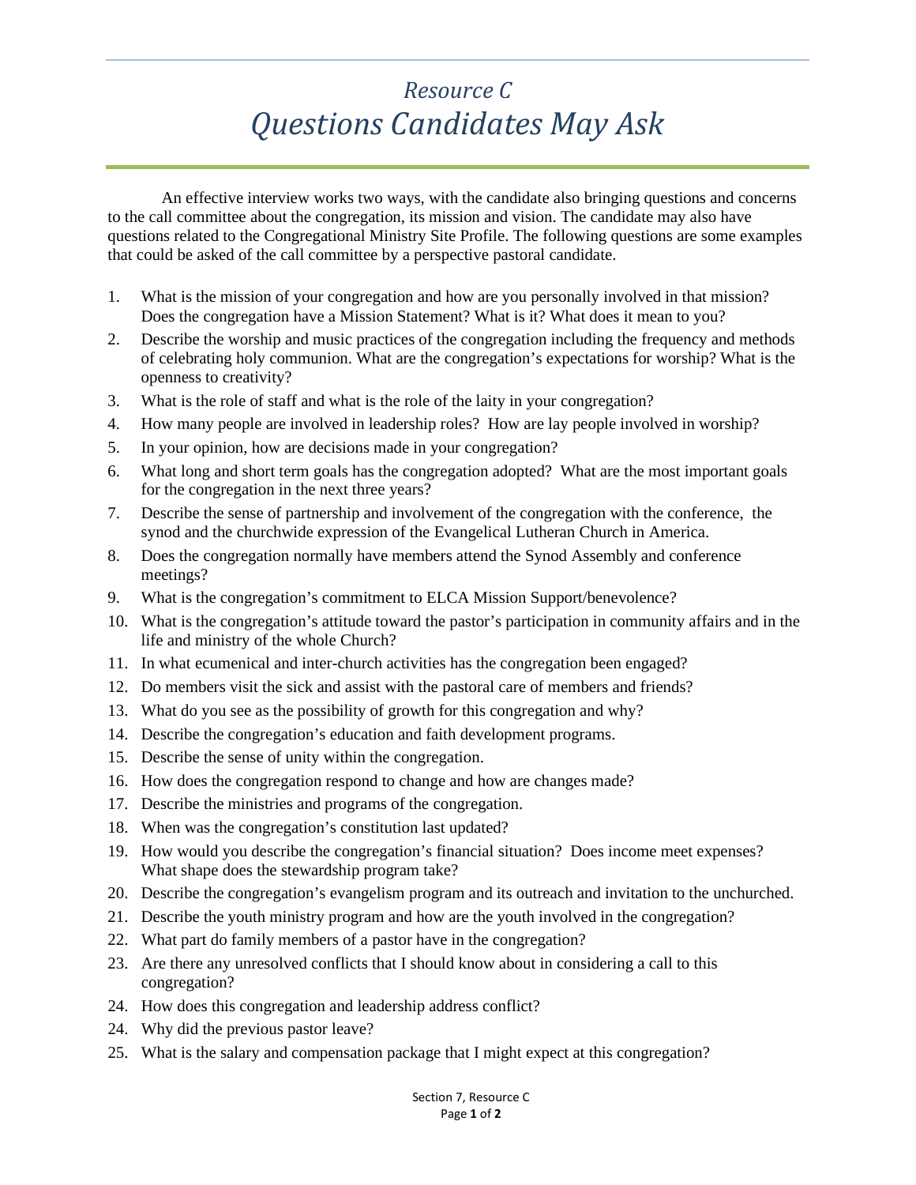# *Resource C*

# *Questions Candidates May Ask*

An effective interview works two ways, with the candidate also bringing questions and concerns to the call committee about the congregation, its mission and vision. The candidate may also have questions related to the Congregational Ministry Site Profile. The following questions are some examples that could be asked of the call committee by a perspective pastoral candidate.

1. What is the mission of your congregation and how are you personally involved in that mission? Does the congregation have a Mission Statement? What is it? What does it mean to you?
2. Describe the worship and music practices of the congregation including the frequency and methods of celebrating holy communion. What are the congregation's expectations for worship? What is the openness to creativity?
3. What is the role of staff and what is the role of the laity in your congregation?
4. How many people are involved in leadership roles? How are lay people involved in worship?
5. In your opinion, how are decisions made in your congregation?
6. What long and short term goals has the congregation adopted? What are the most important goals for the congregation in the next three years?
7. Describe the sense of partnership and involvement of the congregation with the conference, the synod and the churchwide expression of the Evangelical Lutheran Church in America.
8. Does the congregation normally have members attend the Synod Assembly and conference meetings?
9. What is the congregation's commitment to ELCA Mission Support/benevolence?
10. What is the congregation's attitude toward the pastor's participation in community affairs and in the life and ministry of the whole Church?
11. In what ecumenical and inter-church activities has the congregation been engaged?
12. Do members visit the sick and assist with the pastoral care of members and friends?
13. What do you see as the possibility of growth for this congregation and why?
14. Describe the congregation's education and faith development programs.
15. Describe the sense of unity within the congregation.
16. How does the congregation respond to change and how are changes made?
17. Describe the ministries and programs of the congregation.
18. When was the congregation's constitution last updated?
19. How would you describe the congregation's financial situation? Does income meet expenses? What shape does the stewardship program take?
20. Describe the congregation's evangelism program and its outreach and invitation to the unchurched.
21. Describe the youth ministry program and how are the youth involved in the congregation?
22. What part do family members of a pastor have in the congregation?
23. Are there any unresolved conflicts that I should know about in considering a call to this congregation?
24. How does this congregation and leadership address conflict?

24\. Why did the previous pastor leave?

25\. What is the salary and compensation package that I might expect at this congregation?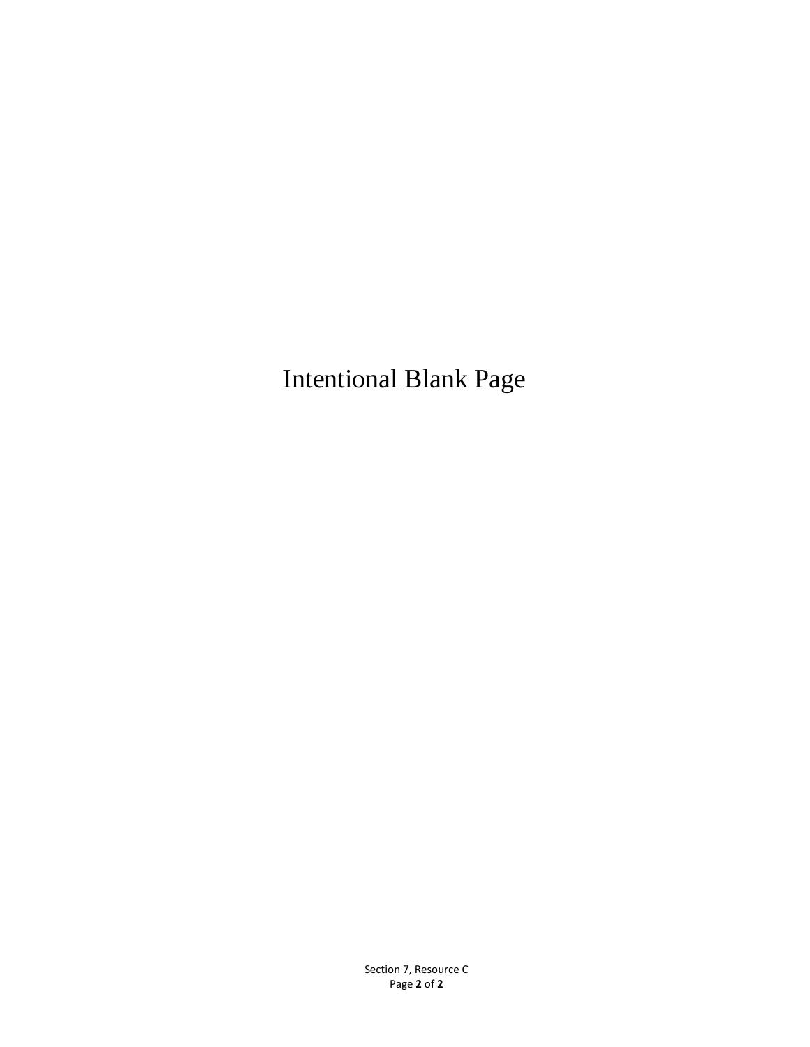Intentional Blank Page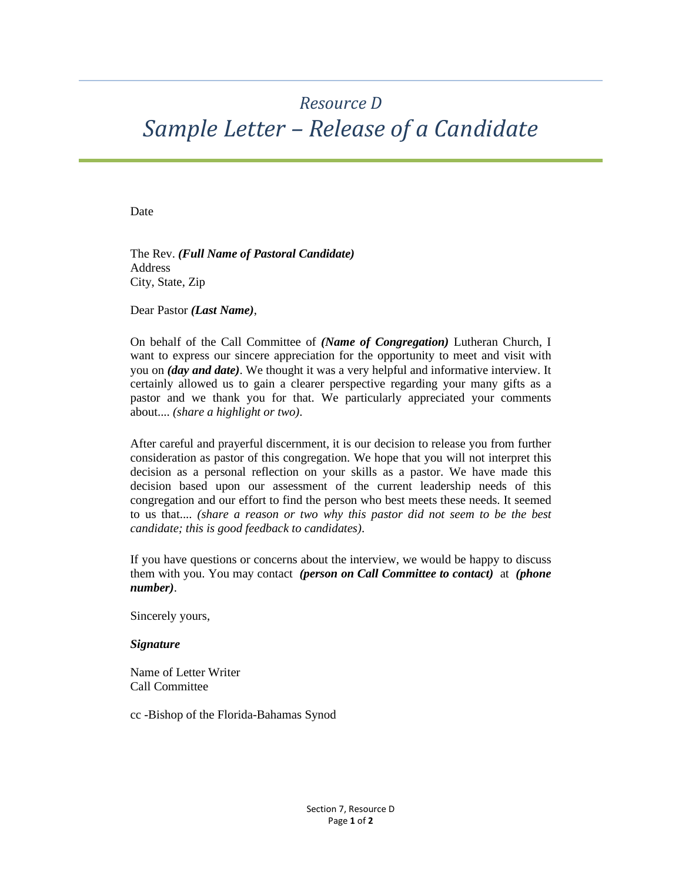# *Resource D*
# *Sample Letter – Release of a Candidate*

Date

The Rev. ***(Full Name of Pastoral Candidate)***
Address
City, State, Zip

Dear Pastor ***(Last Name)***,

On behalf of the Call Committee of ***(Name of Congregation)*** Lutheran Church, I want to express our sincere appreciation for the opportunity to meet and visit with you on ***(day and date)***. We thought it was a very helpful and informative interview. It certainly allowed us to gain a clearer perspective regarding your many gifts as a pastor and we thank you for that. We particularly appreciated your comments about.... *(share a highlight or two)*.

After careful and prayerful discernment, it is our decision to release you from further consideration as pastor of this congregation. We hope that you will not interpret this decision as a personal reflection on your skills as a pastor. We have made this decision based upon our assessment of the current leadership needs of this congregation and our effort to find the person who best meets these needs. It seemed to us that.... *(share a reason or two why this pastor did not seem to be the best candidate; this is good feedback to candidates)*.

If you have questions or concerns about the interview, we would be happy to discuss them with you. You may contact ***(person on Call Committee to contact)*** at ***(phone number)***.

Sincerely yours,

***Signature***

Name of Letter Writer
Call Committee

cc -Bishop of the Florida-Bahamas Synod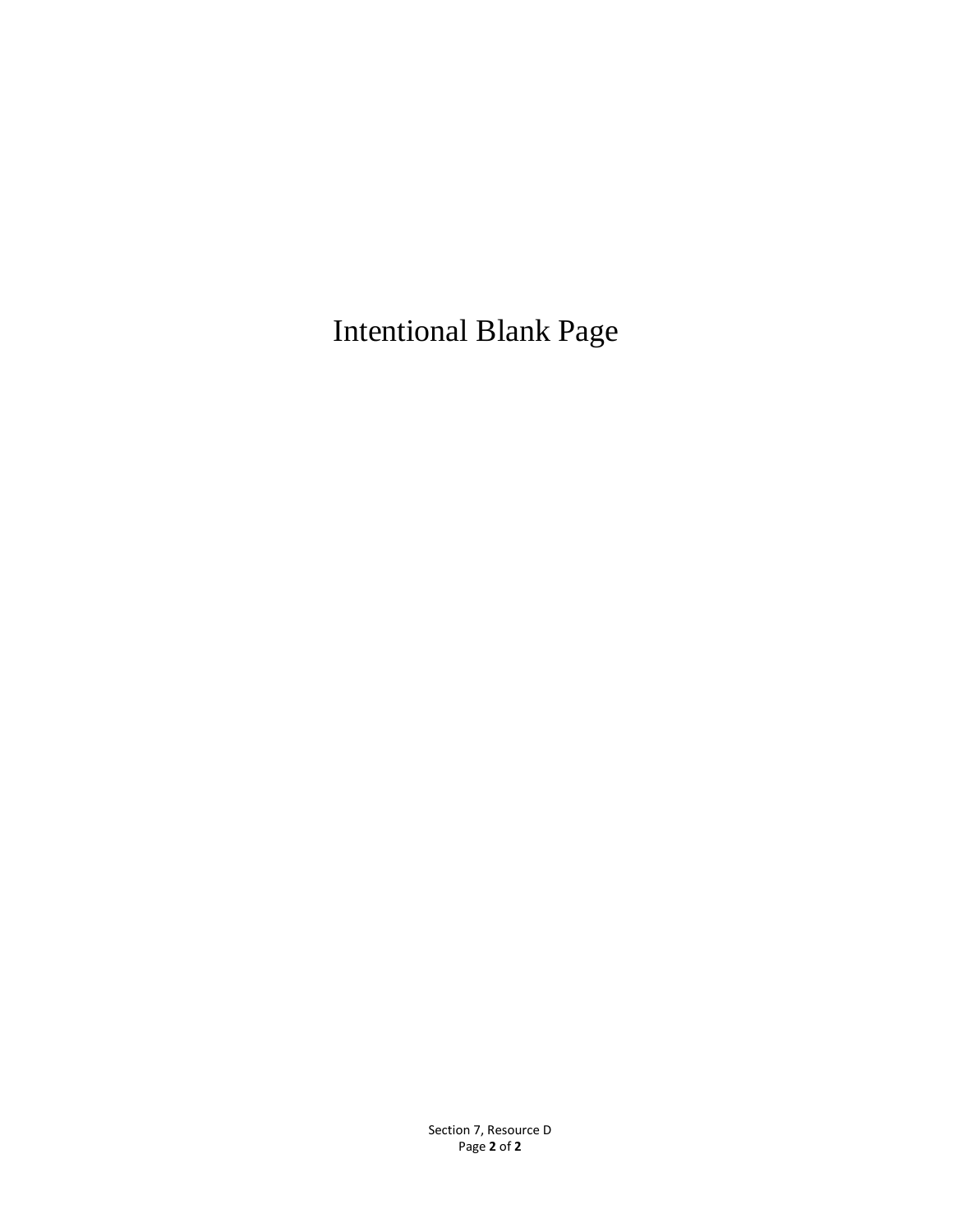Intentional Blank Page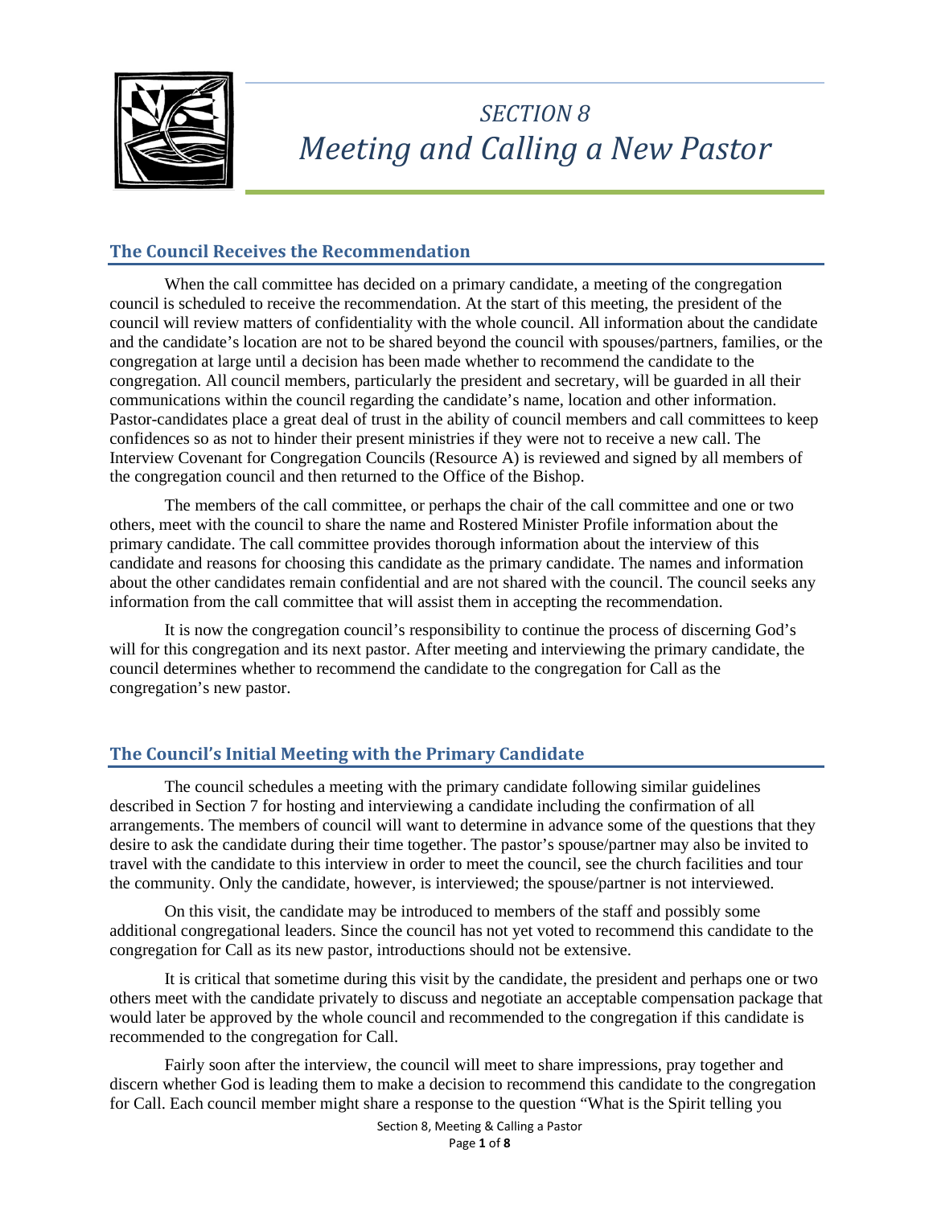# *SECTION 8*
# *Meeting and Calling a New Pastor*

## The Council Receives the Recommendation

When the call committee has decided on a primary candidate, a meeting of the congregation council is scheduled to receive the recommendation. At the start of this meeting, the president of the council will review matters of confidentiality with the whole council. All information about the candidate and the candidate's location are not to be shared beyond the council with spouses/partners, families, or the congregation at large until a decision has been made whether to recommend the candidate to the congregation. All council members, particularly the president and secretary, will be guarded in all their communications within the council regarding the candidate's name, location and other information. Pastor-candidates place a great deal of trust in the ability of council members and call committees to keep confidences so as not to hinder their present ministries if they were not to receive a new call. The Interview Covenant for Congregation Councils (Resource A) is reviewed and signed by all members of the congregation council and then returned to the Office of the Bishop.

The members of the call committee, or perhaps the chair of the call committee and one or two others, meet with the council to share the name and Rostered Minister Profile information about the primary candidate. The call committee provides thorough information about the interview of this candidate and reasons for choosing this candidate as the primary candidate. The names and information about the other candidates remain confidential and are not shared with the council. The council seeks any information from the call committee that will assist them in accepting the recommendation.

It is now the congregation council's responsibility to continue the process of discerning God's will for this congregation and its next pastor. After meeting and interviewing the primary candidate, the council determines whether to recommend the candidate to the congregation for Call as the congregation's new pastor.

## The Council's Initial Meeting with the Primary Candidate

The council schedules a meeting with the primary candidate following similar guidelines described in Section 7 for hosting and interviewing a candidate including the confirmation of all arrangements. The members of council will want to determine in advance some of the questions that they desire to ask the candidate during their time together. The pastor's spouse/partner may also be invited to travel with the candidate to this interview in order to meet the council, see the church facilities and tour the community. Only the candidate, however, is interviewed; the spouse/partner is not interviewed.

On this visit, the candidate may be introduced to members of the staff and possibly some additional congregational leaders. Since the council has not yet voted to recommend this candidate to the congregation for Call as its new pastor, introductions should not be extensive.

It is critical that sometime during this visit by the candidate, the president and perhaps one or two others meet with the candidate privately to discuss and negotiate an acceptable compensation package that would later be approved by the whole council and recommended to the congregation if this candidate is recommended to the congregation for Call.

Fairly soon after the interview, the council will meet to share impressions, pray together and discern whether God is leading them to make a decision to recommend this candidate to the congregation for Call. Each council member might share a response to the question "What is the Spirit telling you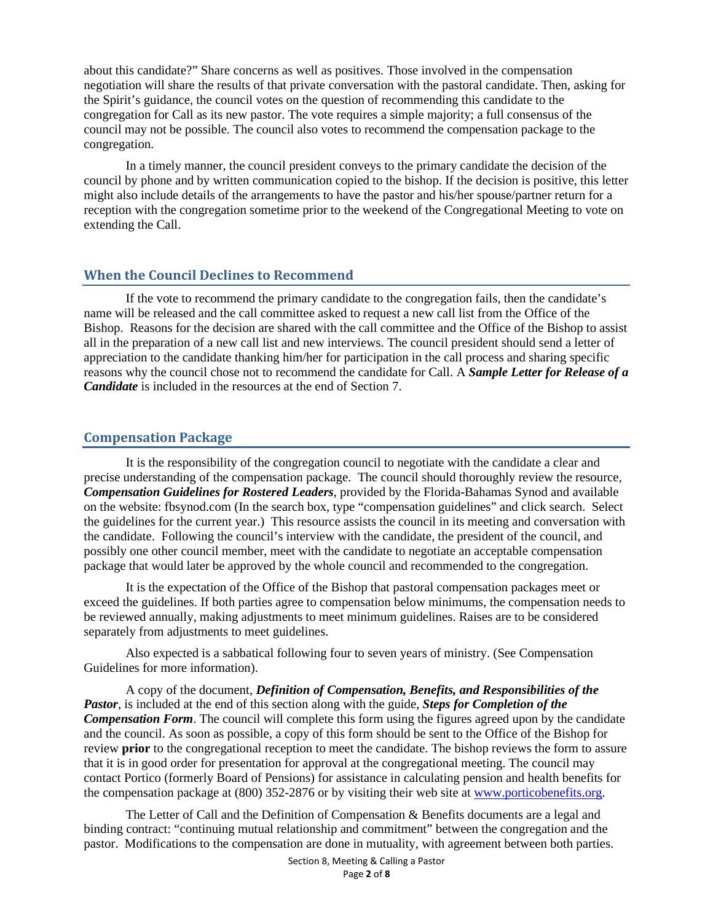about this candidate?" Share concerns as well as positives. Those involved in the compensation negotiation will share the results of that private conversation with the pastoral candidate. Then, asking for the Spirit's guidance, the council votes on the question of recommending this candidate to the congregation for Call as its new pastor. The vote requires a simple majority; a full consensus of the council may not be possible. The council also votes to recommend the compensation package to the congregation.

In a timely manner, the council president conveys to the primary candidate the decision of the council by phone and by written communication copied to the bishop. If the decision is positive, this letter might also include details of the arrangements to have the pastor and his/her spouse/partner return for a reception with the congregation sometime prior to the weekend of the Congregational Meeting to vote on extending the Call.

## When the Council Declines to Recommend

If the vote to recommend the primary candidate to the congregation fails, then the candidate's name will be released and the call committee asked to request a new call list from the Office of the Bishop. Reasons for the decision are shared with the call committee and the Office of the Bishop to assist all in the preparation of a new call list and new interviews. The council president should send a letter of appreciation to the candidate thanking him/her for participation in the call process and sharing specific reasons why the council chose not to recommend the candidate for Call. A ***Sample Letter for Release of a Candidate*** is included in the resources at the end of Section 7.

## Compensation Package

It is the responsibility of the congregation council to negotiate with the candidate a clear and precise understanding of the compensation package. The council should thoroughly review the resource, ***Compensation Guidelines for Rostered Leaders***, provided by the Florida-Bahamas Synod and available on the website: fbsynod.com (In the search box, type "compensation guidelines" and click search. Select the guidelines for the current year.) This resource assists the council in its meeting and conversation with the candidate. Following the council's interview with the candidate, the president of the council, and possibly one other council member, meet with the candidate to negotiate an acceptable compensation package that would later be approved by the whole council and recommended to the congregation.

It is the expectation of the Office of the Bishop that pastoral compensation packages meet or exceed the guidelines. If both parties agree to compensation below minimums, the compensation needs to be reviewed annually, making adjustments to meet minimum guidelines. Raises are to be considered separately from adjustments to meet guidelines.

Also expected is a sabbatical following four to seven years of ministry. (See Compensation Guidelines for more information).

A copy of the document, ***Definition of Compensation, Benefits, and Responsibilities of the Pastor***, is included at the end of this section along with the guide, ***Steps for Completion of the Compensation Form***. The council will complete this form using the figures agreed upon by the candidate and the council. As soon as possible, a copy of this form should be sent to the Office of the Bishop for review **prior** to the congregational reception to meet the candidate. The bishop reviews the form to assure that it is in good order for presentation for approval at the congregational meeting. The council may contact Portico (formerly Board of Pensions) for assistance in calculating pension and health benefits for the compensation package at (800) 352-2876 or by visiting their web site at www.porticobenefits.org.

The Letter of Call and the Definition of Compensation & Benefits documents are a legal and binding contract: "continuing mutual relationship and commitment" between the congregation and the pastor. Modifications to the compensation are done in mutuality, with agreement between both parties.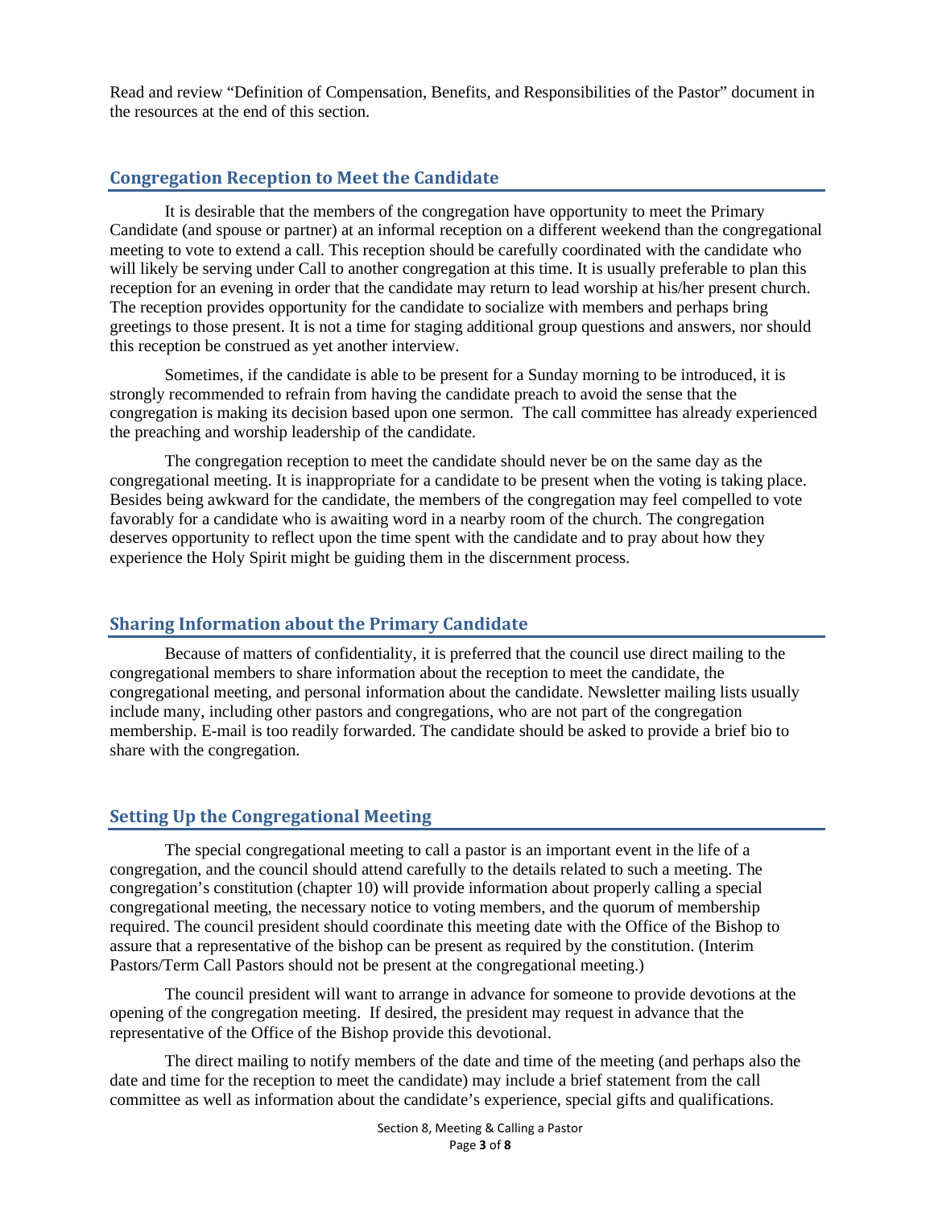Read and review "Definition of Compensation, Benefits, and Responsibilities of the Pastor" document in the resources at the end of this section.

## Congregation Reception to Meet the Candidate

It is desirable that the members of the congregation have opportunity to meet the Primary Candidate (and spouse or partner) at an informal reception on a different weekend than the congregational meeting to vote to extend a call. This reception should be carefully coordinated with the candidate who will likely be serving under Call to another congregation at this time. It is usually preferable to plan this reception for an evening in order that the candidate may return to lead worship at his/her present church. The reception provides opportunity for the candidate to socialize with members and perhaps bring greetings to those present. It is not a time for staging additional group questions and answers, nor should this reception be construed as yet another interview.

Sometimes, if the candidate is able to be present for a Sunday morning to be introduced, it is strongly recommended to refrain from having the candidate preach to avoid the sense that the congregation is making its decision based upon one sermon. The call committee has already experienced the preaching and worship leadership of the candidate.

The congregation reception to meet the candidate should never be on the same day as the congregational meeting. It is inappropriate for a candidate to be present when the voting is taking place. Besides being awkward for the candidate, the members of the congregation may feel compelled to vote favorably for a candidate who is awaiting word in a nearby room of the church. The congregation deserves opportunity to reflect upon the time spent with the candidate and to pray about how they experience the Holy Spirit might be guiding them in the discernment process.

## Sharing Information about the Primary Candidate

Because of matters of confidentiality, it is preferred that the council use direct mailing to the congregational members to share information about the reception to meet the candidate, the congregational meeting, and personal information about the candidate. Newsletter mailing lists usually include many, including other pastors and congregations, who are not part of the congregation membership. E-mail is too readily forwarded. The candidate should be asked to provide a brief bio to share with the congregation.

## Setting Up the Congregational Meeting

The special congregational meeting to call a pastor is an important event in the life of a congregation, and the council should attend carefully to the details related to such a meeting. The congregation's constitution (chapter 10) will provide information about properly calling a special congregational meeting, the necessary notice to voting members, and the quorum of membership required. The council president should coordinate this meeting date with the Office of the Bishop to assure that a representative of the bishop can be present as required by the constitution. (Interim Pastors/Term Call Pastors should not be present at the congregational meeting.)

The council president will want to arrange in advance for someone to provide devotions at the opening of the congregation meeting. If desired, the president may request in advance that the representative of the Office of the Bishop provide this devotional.

The direct mailing to notify members of the date and time of the meeting (and perhaps also the date and time for the reception to meet the candidate) may include a brief statement from the call committee as well as information about the candidate's experience, special gifts and qualifications.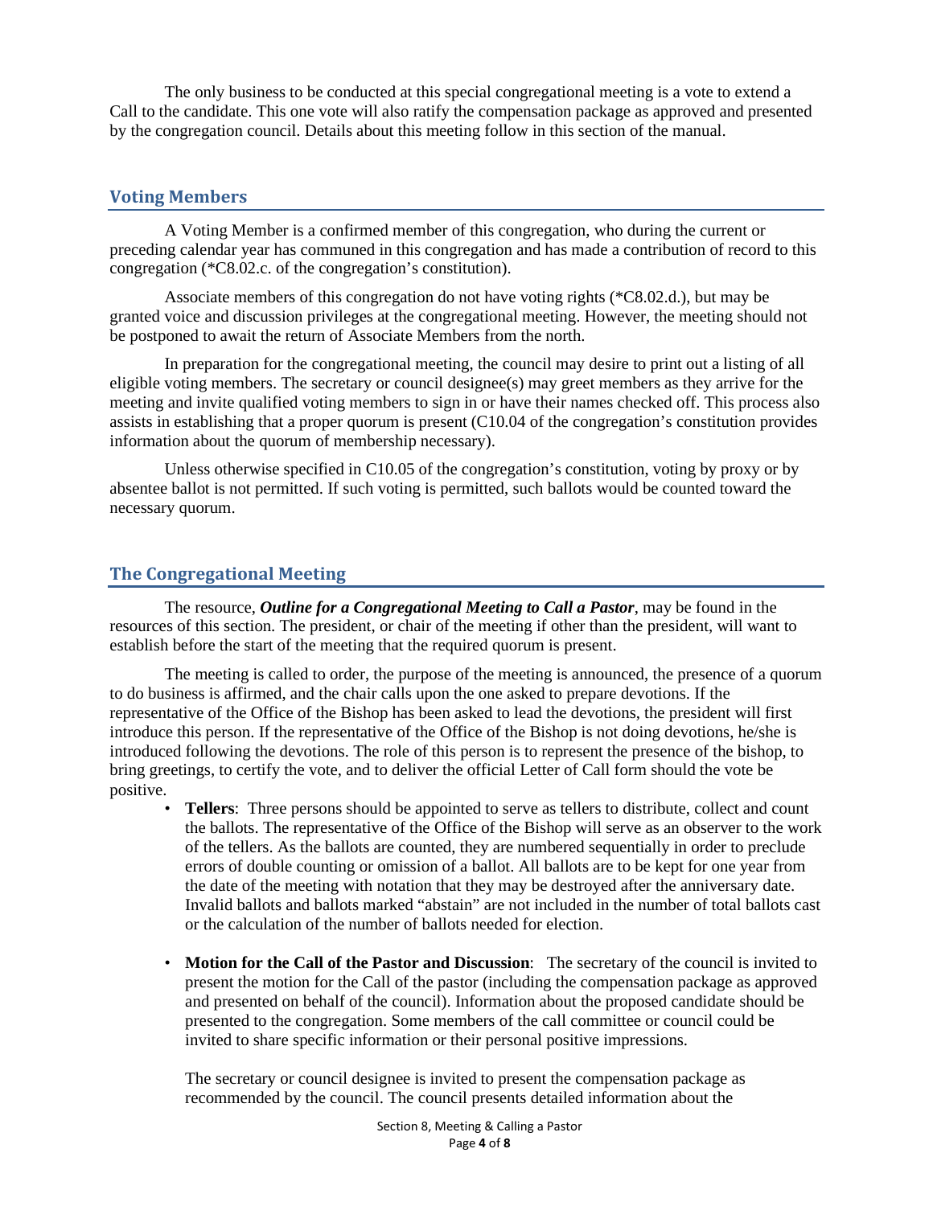The only business to be conducted at this special congregational meeting is a vote to extend a Call to the candidate. This one vote will also ratify the compensation package as approved and presented by the congregation council. Details about this meeting follow in this section of the manual.

## Voting Members

A Voting Member is a confirmed member of this congregation, who during the current or preceding calendar year has communed in this congregation and has made a contribution of record to this congregation (*C8.02.c. of the congregation's constitution).

Associate members of this congregation do not have voting rights (*C8.02.d.), but may be granted voice and discussion privileges at the congregational meeting. However, the meeting should not be postponed to await the return of Associate Members from the north.

In preparation for the congregational meeting, the council may desire to print out a listing of all eligible voting members. The secretary or council designee(s) may greet members as they arrive for the meeting and invite qualified voting members to sign in or have their names checked off. This process also assists in establishing that a proper quorum is present (C10.04 of the congregation's constitution provides information about the quorum of membership necessary).

Unless otherwise specified in C10.05 of the congregation's constitution, voting by proxy or by absentee ballot is not permitted. If such voting is permitted, such ballots would be counted toward the necessary quorum.

## The Congregational Meeting

The resource, ***Outline for a Congregational Meeting to Call a Pastor***, may be found in the resources of this section. The president, or chair of the meeting if other than the president, will want to establish before the start of the meeting that the required quorum is present.

The meeting is called to order, the purpose of the meeting is announced, the presence of a quorum to do business is affirmed, and the chair calls upon the one asked to prepare devotions. If the representative of the Office of the Bishop has been asked to lead the devotions, the president will first introduce this person. If the representative of the Office of the Bishop is not doing devotions, he/she is introduced following the devotions. The role of this person is to represent the presence of the bishop, to bring greetings, to certify the vote, and to deliver the official Letter of Call form should the vote be positive.

- **Tellers**: Three persons should be appointed to serve as tellers to distribute, collect and count the ballots. The representative of the Office of the Bishop will serve as an observer to the work of the tellers. As the ballots are counted, they are numbered sequentially in order to preclude errors of double counting or omission of a ballot. All ballots are to be kept for one year from the date of the meeting with notation that they may be destroyed after the anniversary date. Invalid ballots and ballots marked "abstain" are not included in the number of total ballots cast or the calculation of the number of ballots needed for election.

- **Motion for the Call of the Pastor and Discussion**: The secretary of the council is invited to present the motion for the Call of the pastor (including the compensation package as approved and presented on behalf of the council). Information about the proposed candidate should be presented to the congregation. Some members of the call committee or council could be invited to share specific information or their personal positive impressions.

  The secretary or council designee is invited to present the compensation package as recommended by the council. The council presents detailed information about the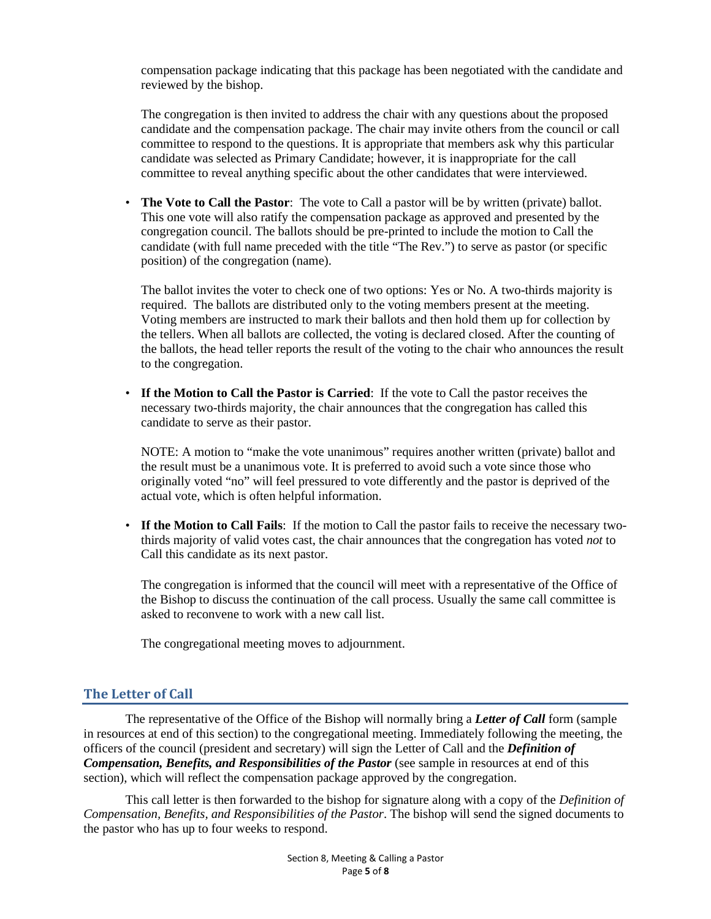compensation package indicating that this package has been negotiated with the candidate and reviewed by the bishop.

The congregation is then invited to address the chair with any questions about the proposed candidate and the compensation package. The chair may invite others from the council or call committee to respond to the questions. It is appropriate that members ask why this particular candidate was selected as Primary Candidate; however, it is inappropriate for the call committee to reveal anything specific about the other candidates that were interviewed.

- **The Vote to Call the Pastor**: The vote to Call a pastor will be by written (private) ballot. This one vote will also ratify the compensation package as approved and presented by the congregation council. The ballots should be pre-printed to include the motion to Call the candidate (with full name preceded with the title "The Rev.") to serve as pastor (or specific position) of the congregation (name).

  The ballot invites the voter to check one of two options: Yes or No. A two-thirds majority is required. The ballots are distributed only to the voting members present at the meeting. Voting members are instructed to mark their ballots and then hold them up for collection by the tellers. When all ballots are collected, the voting is declared closed. After the counting of the ballots, the head teller reports the result of the voting to the chair who announces the result to the congregation.

- **If the Motion to Call the Pastor is Carried**: If the vote to Call the pastor receives the necessary two-thirds majority, the chair announces that the congregation has called this candidate to serve as their pastor.

  NOTE: A motion to "make the vote unanimous" requires another written (private) ballot and the result must be a unanimous vote. It is preferred to avoid such a vote since those who originally voted "no" will feel pressured to vote differently and the pastor is deprived of the actual vote, which is often helpful information.

- **If the Motion to Call Fails**: If the motion to Call the pastor fails to receive the necessary two-thirds majority of valid votes cast, the chair announces that the congregation has voted *not* to Call this candidate as its next pastor.

  The congregation is informed that the council will meet with a representative of the Office of the Bishop to discuss the continuation of the call process. Usually the same call committee is asked to reconvene to work with a new call list.

  The congregational meeting moves to adjournment.

## The Letter of Call

The representative of the Office of the Bishop will normally bring a ***Letter of Call*** form (sample in resources at end of this section) to the congregational meeting. Immediately following the meeting, the officers of the council (president and secretary) will sign the Letter of Call and the ***Definition of Compensation, Benefits, and Responsibilities of the Pastor*** (see sample in resources at end of this section), which will reflect the compensation package approved by the congregation.

This call letter is then forwarded to the bishop for signature along with a copy of the *Definition of Compensation, Benefits, and Responsibilities of the Pastor*. The bishop will send the signed documents to the pastor who has up to four weeks to respond.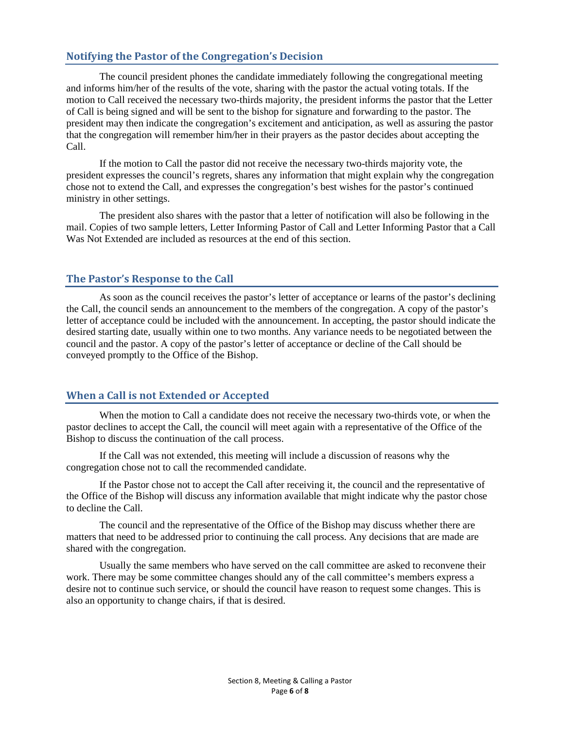## Notifying the Pastor of the Congregation's Decision

The council president phones the candidate immediately following the congregational meeting and informs him/her of the results of the vote, sharing with the pastor the actual voting totals. If the motion to Call received the necessary two-thirds majority, the president informs the pastor that the Letter of Call is being signed and will be sent to the bishop for signature and forwarding to the pastor. The president may then indicate the congregation's excitement and anticipation, as well as assuring the pastor that the congregation will remember him/her in their prayers as the pastor decides about accepting the Call.

If the motion to Call the pastor did not receive the necessary two-thirds majority vote, the president expresses the council's regrets, shares any information that might explain why the congregation chose not to extend the Call, and expresses the congregation's best wishes for the pastor's continued ministry in other settings.

The president also shares with the pastor that a letter of notification will also be following in the mail. Copies of two sample letters, Letter Informing Pastor of Call and Letter Informing Pastor that a Call Was Not Extended are included as resources at the end of this section.

## The Pastor's Response to the Call

As soon as the council receives the pastor's letter of acceptance or learns of the pastor's declining the Call, the council sends an announcement to the members of the congregation. A copy of the pastor's letter of acceptance could be included with the announcement. In accepting, the pastor should indicate the desired starting date, usually within one to two months. Any variance needs to be negotiated between the council and the pastor. A copy of the pastor's letter of acceptance or decline of the Call should be conveyed promptly to the Office of the Bishop.

## When a Call is not Extended or Accepted

When the motion to Call a candidate does not receive the necessary two-thirds vote, or when the pastor declines to accept the Call, the council will meet again with a representative of the Office of the Bishop to discuss the continuation of the call process.

If the Call was not extended, this meeting will include a discussion of reasons why the congregation chose not to call the recommended candidate.

If the Pastor chose not to accept the Call after receiving it, the council and the representative of the Office of the Bishop will discuss any information available that might indicate why the pastor chose to decline the Call.

The council and the representative of the Office of the Bishop may discuss whether there are matters that need to be addressed prior to continuing the call process. Any decisions that are made are shared with the congregation.

Usually the same members who have served on the call committee are asked to reconvene their work. There may be some committee changes should any of the call committee's members express a desire not to continue such service, or should the council have reason to request some changes. This is also an opportunity to change chairs, if that is desired.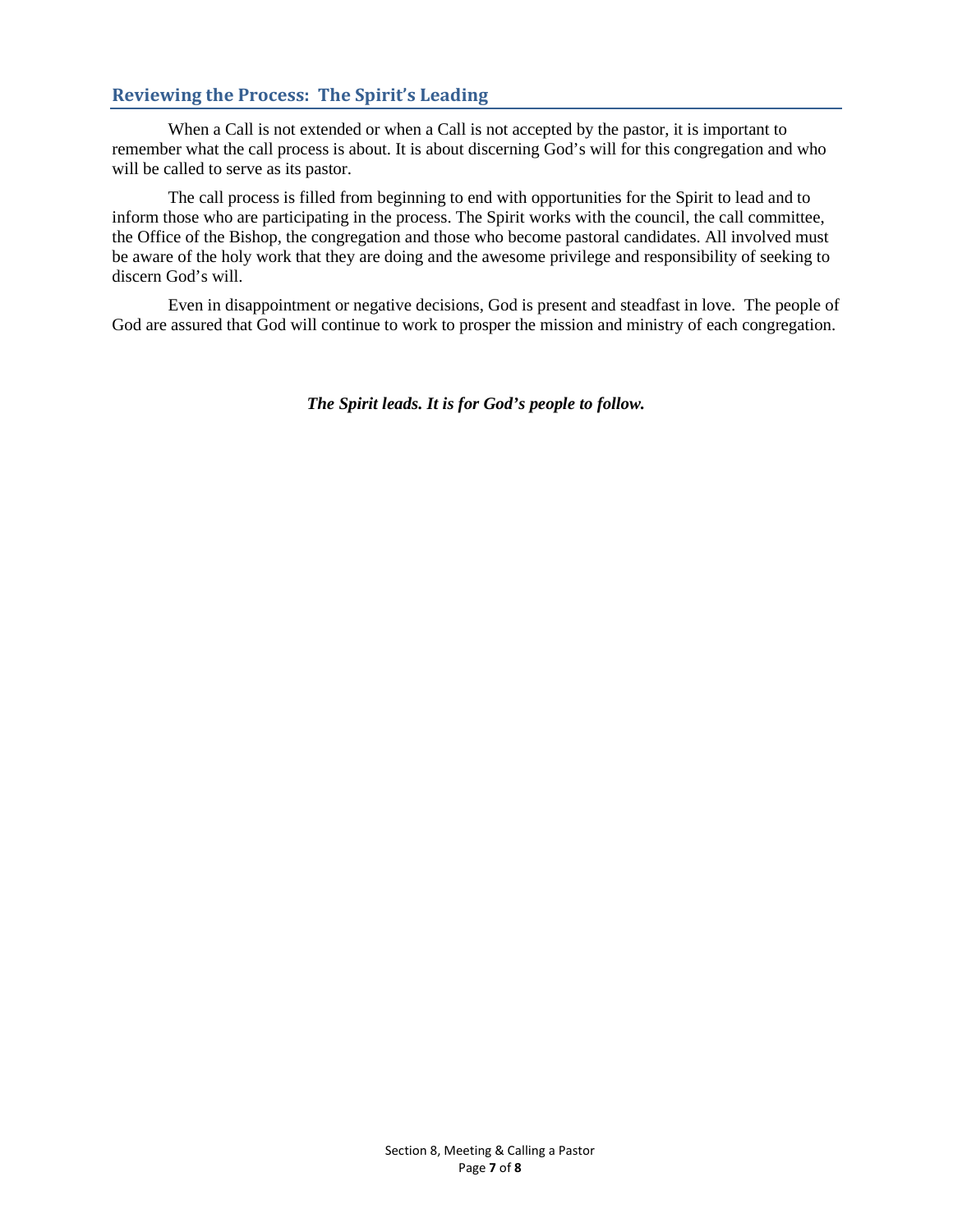## Reviewing the Process: The Spirit's Leading

When a Call is not extended or when a Call is not accepted by the pastor, it is important to remember what the call process is about. It is about discerning God's will for this congregation and who will be called to serve as its pastor.

The call process is filled from beginning to end with opportunities for the Spirit to lead and to inform those who are participating in the process. The Spirit works with the council, the call committee, the Office of the Bishop, the congregation and those who become pastoral candidates. All involved must be aware of the holy work that they are doing and the awesome privilege and responsibility of seeking to discern God's will.

Even in disappointment or negative decisions, God is present and steadfast in love. The people of God are assured that God will continue to work to prosper the mission and ministry of each congregation.

***The Spirit leads. It is for God's people to follow.***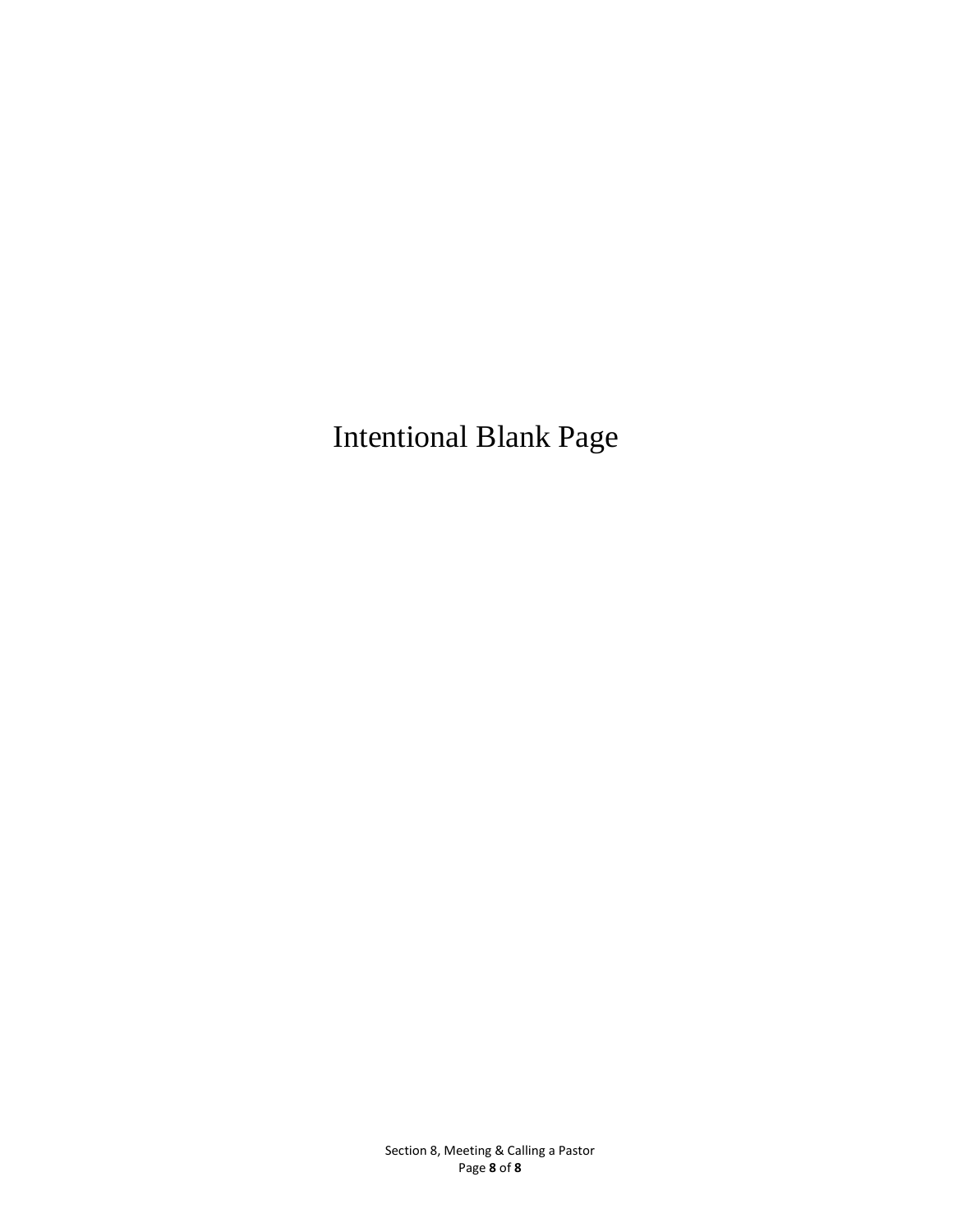Intentional Blank Page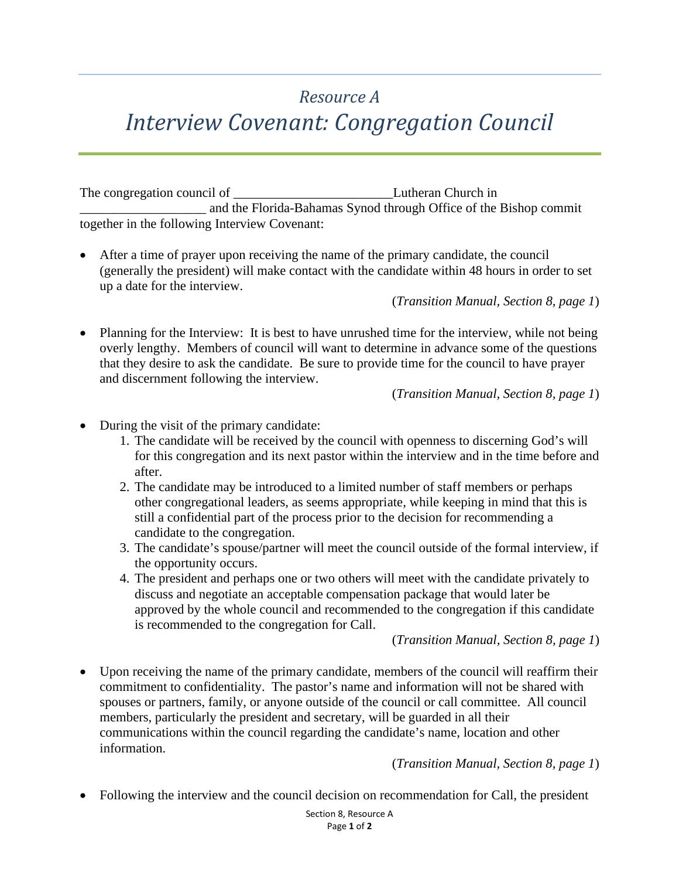# *Resource A*
# *Interview Covenant: Congregation Council*

The congregation council of _______________________Lutheran Church in __________________ and the Florida-Bahamas Synod through Office of the Bishop commit together in the following Interview Covenant:

- After a time of prayer upon receiving the name of the primary candidate, the council (generally the president) will make contact with the candidate within 48 hours in order to set up a date for the interview.

  (*Transition Manual, Section 8, page 1*)

- Planning for the Interview: It is best to have unrushed time for the interview, while not being overly lengthy. Members of council will want to determine in advance some of the questions that they desire to ask the candidate. Be sure to provide time for the council to have prayer and discernment following the interview.

  (*Transition Manual, Section 8, page 1*)

- During the visit of the primary candidate:
  1. The candidate will be received by the council with openness to discerning God's will for this congregation and its next pastor within the interview and in the time before and after.
  2. The candidate may be introduced to a limited number of staff members or perhaps other congregational leaders, as seems appropriate, while keeping in mind that this is still a confidential part of the process prior to the decision for recommending a candidate to the congregation.
  3. The candidate's spouse/partner will meet the council outside of the formal interview, if the opportunity occurs.
  4. The president and perhaps one or two others will meet with the candidate privately to discuss and negotiate an acceptable compensation package that would later be approved by the whole council and recommended to the congregation if this candidate is recommended to the congregation for Call.

  (*Transition Manual, Section 8, page 1*)

- Upon receiving the name of the primary candidate, members of the council will reaffirm their commitment to confidentiality. The pastor's name and information will not be shared with spouses or partners, family, or anyone outside of the council or call committee. All council members, particularly the president and secretary, will be guarded in all their communications within the council regarding the candidate's name, location and other information.

  (*Transition Manual, Section 8, page 1*)

- Following the interview and the council decision on recommendation for Call, the president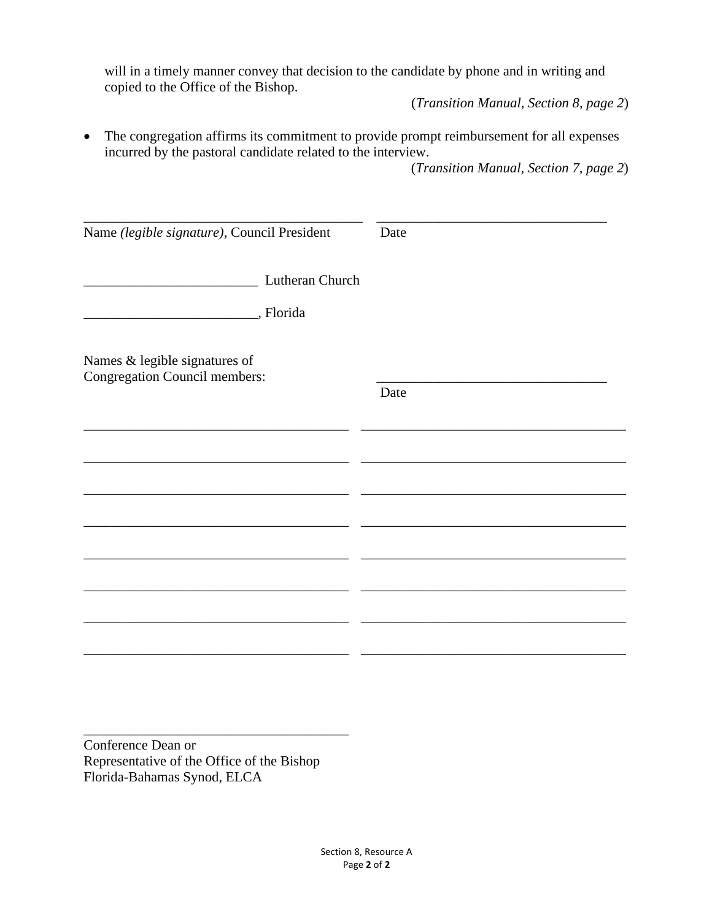will in a timely manner convey that decision to the candidate by phone and in writing and copied to the Office of the Bishop.

(*Transition Manual, Section 8, page 2*)

- The congregation affirms its commitment to provide prompt reimbursement for all expenses incurred by the pastoral candidate related to the interview.

(*Transition Manual, Section 7, page 2*)

________________________________________ ________________________________
Name *(legible signature)*, Council President Date

________________________ Lutheran Church

________________________, Florida

Names & legible signatures of
Congregation Council members: ________________________________
Date

_____________________________________ _____________________________________

_____________________________________ _____________________________________

_____________________________________ _____________________________________

_____________________________________ _____________________________________

_____________________________________ _____________________________________

_____________________________________ _____________________________________

_____________________________________ _____________________________________

_____________________________________ _____________________________________

_____________________________________
Conference Dean or
Representative of the Office of the Bishop
Florida-Bahamas Synod, ELCA

Section 8, Resource A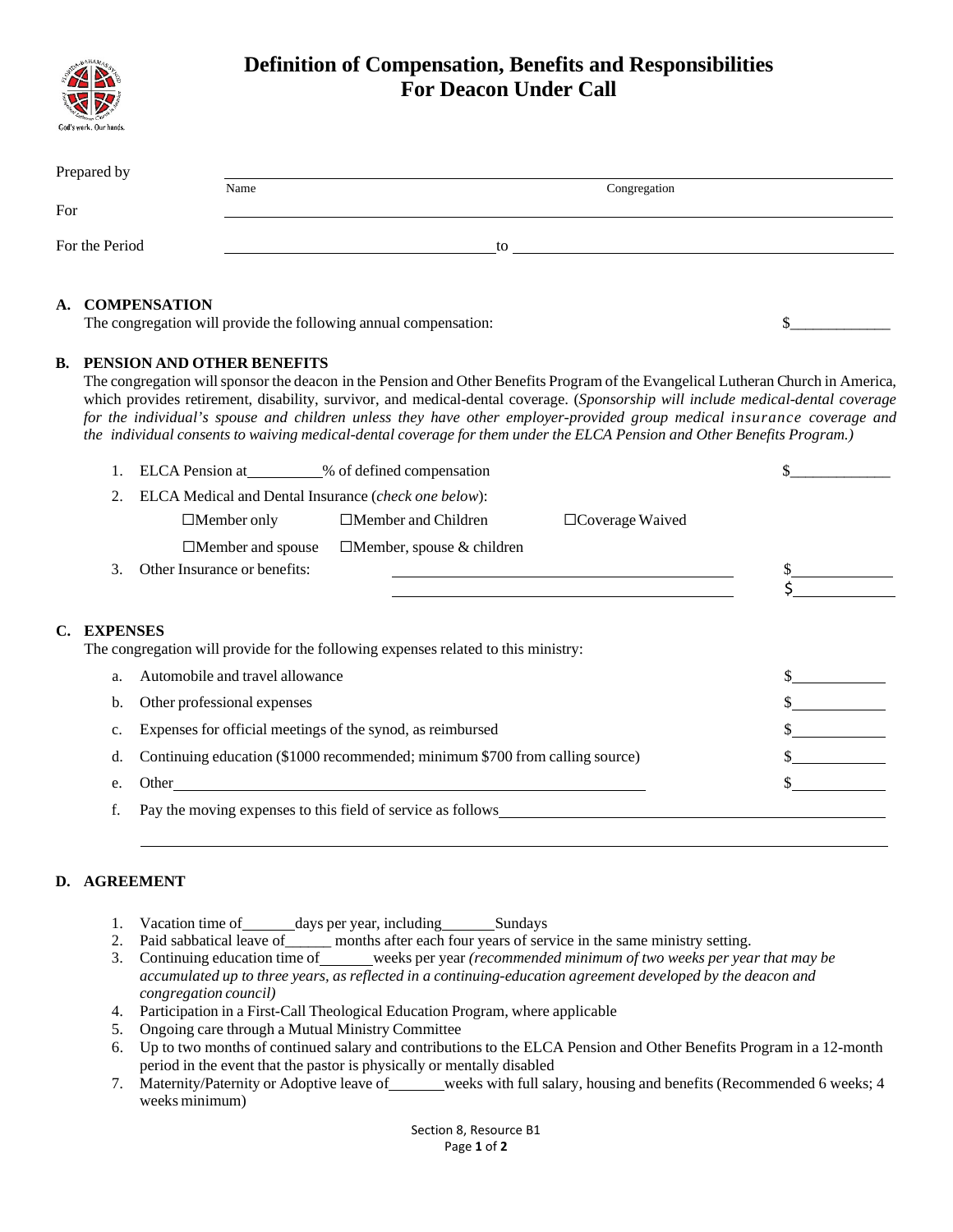# Definition of Compensation, Benefits and Responsibilities For Deacon Under Call

Prepared by ________________________________ ________________________________
Name Congregation

For ________________________________

For the Period ________________ to ________________

## A. COMPENSATION

The congregation will provide the following annual compensation: $_____________

## B. PENSION AND OTHER BENEFITS

The congregation will sponsor the deacon in the Pension and Other Benefits Program of the Evangelical Lutheran Church in America, which provides retirement, disability, survivor, and medical-dental coverage. (*Sponsorship will include medical-dental coverage for the individual's spouse and children unless they have other employer-provided group medical insurance coverage and the individual consents to waiving medical-dental coverage for them under the ELCA Pension and Other Benefits Program.)*

1. ELCA Pension at _________% of defined compensation $_____________
2. ELCA Medical and Dental Insurance (*check one below*):
   - ☐Member only ☐Member and Children ☐Coverage Waived
   - ☐Member and spouse ☐Member, spouse & children
3. Other Insurance or benefits: ________________________ $____________
   ________________________ $____________

## C. EXPENSES

The congregation will provide for the following expenses related to this ministry:

a. Automobile and travel allowance $____________

b. Other professional expenses $____________

c. Expenses for official meetings of the synod, as reimbursed $____________

d. Continuing education ($1000 recommended; minimum $700 from calling source) $____________

e. Other ________________________________ $____________

f. Pay the moving expenses to this field of service as follows ________________________________

________________________________________________________________

## D. AGREEMENT

1. Vacation time of _______ days per year, including _______ Sundays
2. Paid sabbatical leave of______ months after each four years of service in the same ministry setting.
3. Continuing education time of _______ weeks per year *(recommended minimum of two weeks per year that may be accumulated up to three years, as reflected in a continuing-education agreement developed by the deacon and congregation council)*
4. Participation in a First-Call Theological Education Program, where applicable
5. Ongoing care through a Mutual Ministry Committee
6. Up to two months of continued salary and contributions to the ELCA Pension and Other Benefits Program in a 12-month period in the event that the pastor is physically or mentally disabled
7. Maternity/Paternity or Adoptive leave of _______ weeks with full salary, housing and benefits (Recommended 6 weeks; 4 weeks minimum)

Section 8, Resource B1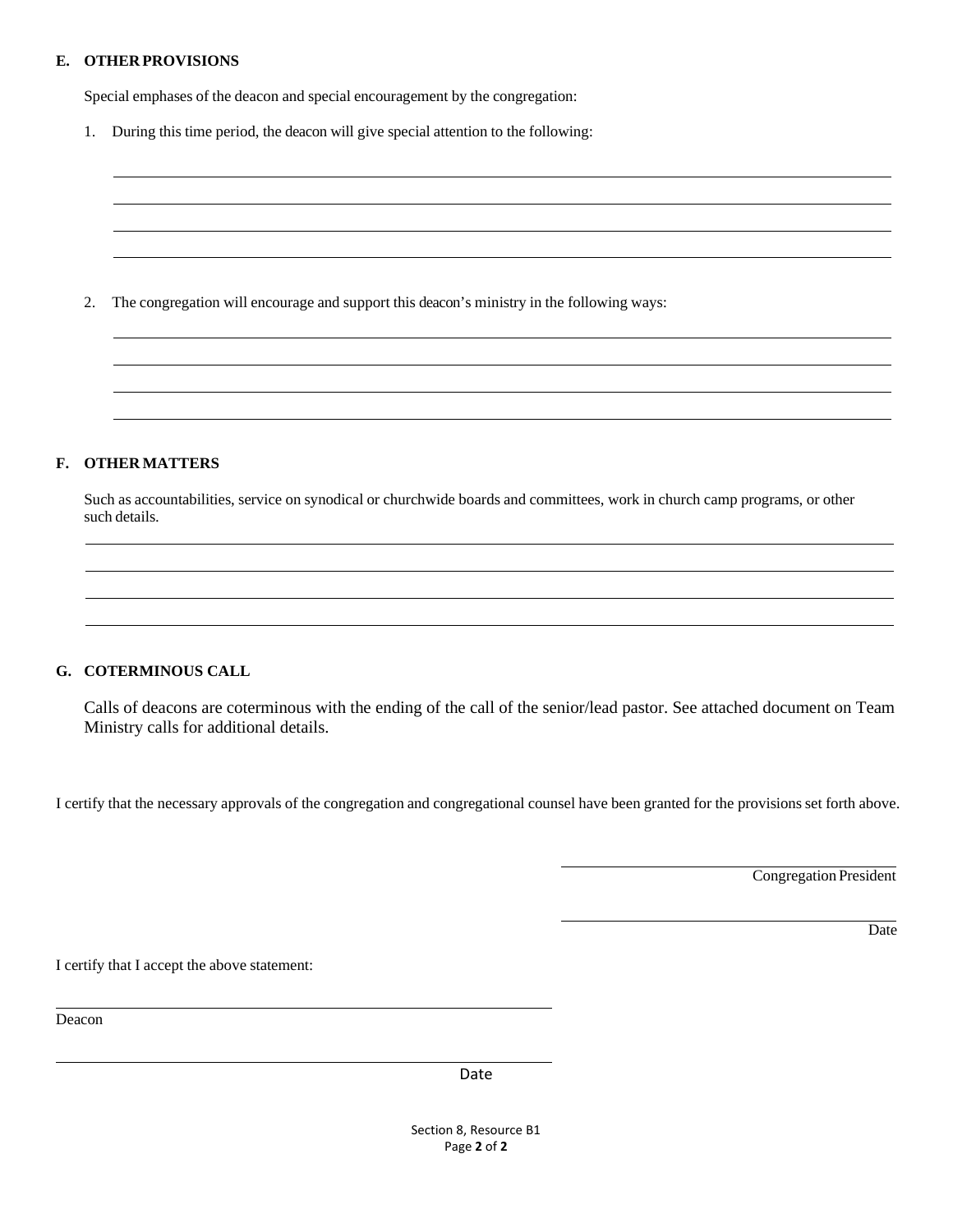**E. OTHER PROVISIONS**

Special emphases of the deacon and special encouragement by the congregation:

1. During this time period, the deacon will give special attention to the following:

\_\_\_\_\_\_\_\_\_\_\_\_\_\_\_\_\_\_\_\_\_\_\_\_\_\_\_\_\_\_\_\_\_\_\_\_\_\_\_\_\_\_\_\_\_\_\_\_

\_\_\_\_\_\_\_\_\_\_\_\_\_\_\_\_\_\_\_\_\_\_\_\_\_\_\_\_\_\_\_\_\_\_\_\_\_\_\_\_\_\_\_\_\_\_\_\_

\_\_\_\_\_\_\_\_\_\_\_\_\_\_\_\_\_\_\_\_\_\_\_\_\_\_\_\_\_\_\_\_\_\_\_\_\_\_\_\_\_\_\_\_\_\_\_\_

\_\_\_\_\_\_\_\_\_\_\_\_\_\_\_\_\_\_\_\_\_\_\_\_\_\_\_\_\_\_\_\_\_\_\_\_\_\_\_\_\_\_\_\_\_\_\_\_

2. The congregation will encourage and support this deacon's ministry in the following ways:

\_\_\_\_\_\_\_\_\_\_\_\_\_\_\_\_\_\_\_\_\_\_\_\_\_\_\_\_\_\_\_\_\_\_\_\_\_\_\_\_\_\_\_\_\_\_\_\_

\_\_\_\_\_\_\_\_\_\_\_\_\_\_\_\_\_\_\_\_\_\_\_\_\_\_\_\_\_\_\_\_\_\_\_\_\_\_\_\_\_\_\_\_\_\_\_\_

\_\_\_\_\_\_\_\_\_\_\_\_\_\_\_\_\_\_\_\_\_\_\_\_\_\_\_\_\_\_\_\_\_\_\_\_\_\_\_\_\_\_\_\_\_\_\_\_

\_\_\_\_\_\_\_\_\_\_\_\_\_\_\_\_\_\_\_\_\_\_\_\_\_\_\_\_\_\_\_\_\_\_\_\_\_\_\_\_\_\_\_\_\_\_\_\_

**F. OTHER MATTERS**

Such as accountabilities, service on synodical or churchwide boards and committees, work in church camp programs, or other such details.

\_\_\_\_\_\_\_\_\_\_\_\_\_\_\_\_\_\_\_\_\_\_\_\_\_\_\_\_\_\_\_\_\_\_\_\_\_\_\_\_\_\_\_\_\_\_\_\_

\_\_\_\_\_\_\_\_\_\_\_\_\_\_\_\_\_\_\_\_\_\_\_\_\_\_\_\_\_\_\_\_\_\_\_\_\_\_\_\_\_\_\_\_\_\_\_\_

\_\_\_\_\_\_\_\_\_\_\_\_\_\_\_\_\_\_\_\_\_\_\_\_\_\_\_\_\_\_\_\_\_\_\_\_\_\_\_\_\_\_\_\_\_\_\_\_

\_\_\_\_\_\_\_\_\_\_\_\_\_\_\_\_\_\_\_\_\_\_\_\_\_\_\_\_\_\_\_\_\_\_\_\_\_\_\_\_\_\_\_\_\_\_\_\_

**G. COTERMINOUS CALL**

Calls of deacons are coterminous with the ending of the call of the senior/lead pastor. See attached document on Team Ministry calls for additional details.

I certify that the necessary approvals of the congregation and congregational counsel have been granted for the provisions set forth above.

\_\_\_\_\_\_\_\_\_\_\_\_\_\_\_\_\_\_\_\_\_\_\_\_\_\_\_\_\_\_

Congregation President

\_\_\_\_\_\_\_\_\_\_\_\_\_\_\_\_\_\_\_\_\_\_\_\_\_\_\_\_\_\_

Date

I certify that I accept the above statement:

\_\_\_\_\_\_\_\_\_\_\_\_\_\_\_\_\_\_\_\_\_\_\_\_\_\_\_\_\_\_

Deacon

\_\_\_\_\_\_\_\_\_\_\_\_\_\_\_\_\_\_\_\_\_\_\_\_\_\_\_\_\_\_

Date

Section 8, Resource B1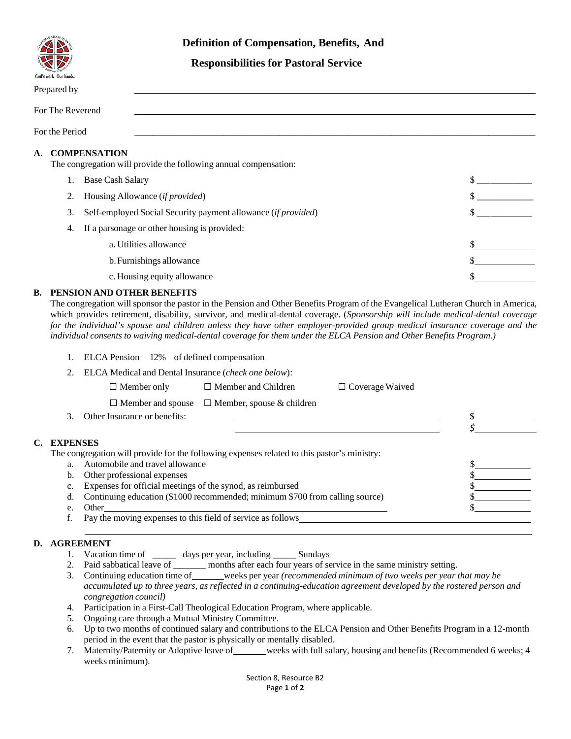# Definition of Compensation, Benefits, And Responsibilities for Pastoral Service

Prepared by ________________________________________

For The Reverend ________________________________________

For the Period ________________________________________

## A. COMPENSATION

The congregation will provide the following annual compensation:

1. Base Cash Salary $ ___________
2. Housing Allowance (*if provided*) $ ___________
3. Self-employed Social Security payment allowance (*if provided*) $ ___________
4. If a parsonage or other housing is provided:
   - a. Utilities allowance $ ___________
   - b. Furnishings allowance $ ___________
   - c. Housing equity allowance $ ___________

## B. PENSION AND OTHER BENEFITS

The congregation will sponsor the pastor in the Pension and Other Benefits Program of the Evangelical Lutheran Church in America, which provides retirement, disability, survivor, and medical-dental coverage. (*Sponsorship will include medical-dental coverage for the individual's spouse and children unless they have other employer-provided group medical insurance coverage and the individual consents to waiving medical-dental coverage for them under the ELCA Pension and Other Benefits Program.)*

1. ELCA Pension 12% of defined compensation
2. ELCA Medical and Dental Insurance (*check one below*):

   ☐ Member only ☐ Member and Children ☐ Coverage Waived

   ☐ Member and spouse ☐ Member, spouse & children
3. Other Insurance or benefits: ________________________ $ ___________

   ________________________ $ ___________

## C. EXPENSES

The congregation will provide for the following expenses related to this pastor's ministry:

- a. Automobile and travel allowance $ ___________
- b. Other professional expenses $ ___________
- c. Expenses for official meetings of the synod, as reimbursed $ ___________
- d. Continuing education ($1000 recommended; minimum $700 from calling source) $ ___________
- e. Other ________________________ $ ___________
- f. Pay the moving expenses to this field of service as follows ________________________

  ________________________________________

## D. AGREEMENT

1. Vacation time of _____ days per year, including _____ Sundays
2. Paid sabbatical leave of _______ months after each four years of service in the same ministry setting.
3. Continuing education time of _______ weeks per year *(recommended minimum of two weeks per year that may be accumulated up to three years, as reflected in a continuing-education agreement developed by the rostered person and congregation council)*
4. Participation in a First-Call Theological Education Program, where applicable.
5. Ongoing care through a Mutual Ministry Committee.
6. Up to two months of continued salary and contributions to the ELCA Pension and Other Benefits Program in a 12-month period in the event that the pastor is physically or mentally disabled.
7. Maternity/Paternity or Adoptive leave of _______ weeks with full salary, housing and benefits (Recommended 6 weeks; 4 weeks minimum).

Section 8, Resource B2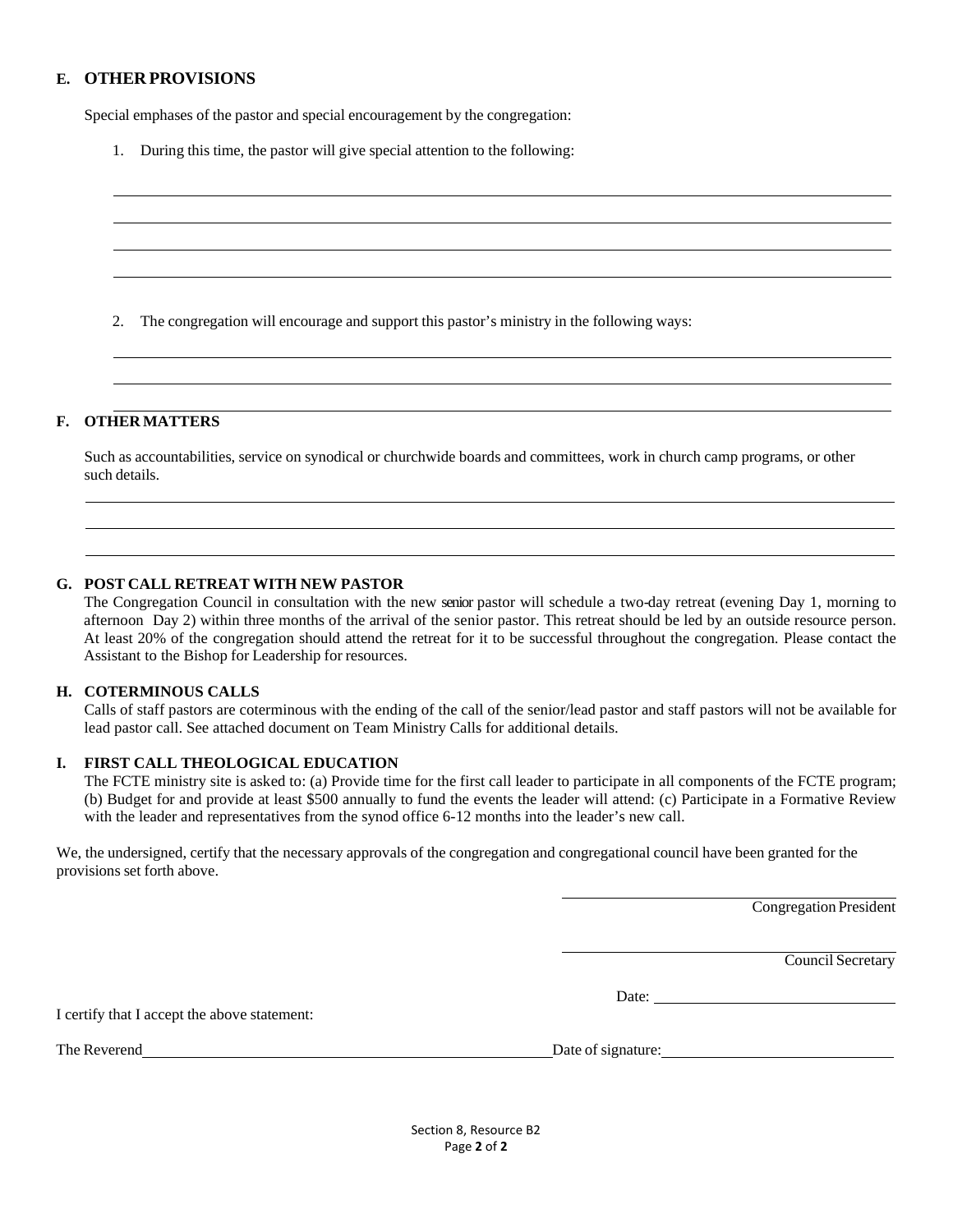## E. OTHER PROVISIONS

Special emphases of the pastor and special encouragement by the congregation:

1. During this time, the pastor will give special attention to the following:

\_\_\_\_\_\_\_\_\_\_\_\_\_\_\_\_\_\_\_\_\_\_\_\_\_\_\_\_\_\_\_\_\_\_\_\_\_\_\_\_\_\_\_\_\_\_\_\_\_\_\_\_\_\_\_\_\_\_\_\_\_\_\_\_\_\_\_\_\_\_\_\_\_\_\_\_

\_\_\_\_\_\_\_\_\_\_\_\_\_\_\_\_\_\_\_\_\_\_\_\_\_\_\_\_\_\_\_\_\_\_\_\_\_\_\_\_\_\_\_\_\_\_\_\_\_\_\_\_\_\_\_\_\_\_\_\_\_\_\_\_\_\_\_\_\_\_\_\_\_\_\_\_

\_\_\_\_\_\_\_\_\_\_\_\_\_\_\_\_\_\_\_\_\_\_\_\_\_\_\_\_\_\_\_\_\_\_\_\_\_\_\_\_\_\_\_\_\_\_\_\_\_\_\_\_\_\_\_\_\_\_\_\_\_\_\_\_\_\_\_\_\_\_\_\_\_\_\_\_

\_\_\_\_\_\_\_\_\_\_\_\_\_\_\_\_\_\_\_\_\_\_\_\_\_\_\_\_\_\_\_\_\_\_\_\_\_\_\_\_\_\_\_\_\_\_\_\_\_\_\_\_\_\_\_\_\_\_\_\_\_\_\_\_\_\_\_\_\_\_\_\_\_\_\_\_

2. The congregation will encourage and support this pastor's ministry in the following ways:

\_\_\_\_\_\_\_\_\_\_\_\_\_\_\_\_\_\_\_\_\_\_\_\_\_\_\_\_\_\_\_\_\_\_\_\_\_\_\_\_\_\_\_\_\_\_\_\_\_\_\_\_\_\_\_\_\_\_\_\_\_\_\_\_\_\_\_\_\_\_\_\_\_\_\_\_

\_\_\_\_\_\_\_\_\_\_\_\_\_\_\_\_\_\_\_\_\_\_\_\_\_\_\_\_\_\_\_\_\_\_\_\_\_\_\_\_\_\_\_\_\_\_\_\_\_\_\_\_\_\_\_\_\_\_\_\_\_\_\_\_\_\_\_\_\_\_\_\_\_\_\_\_

\_\_\_\_\_\_\_\_\_\_\_\_\_\_\_\_\_\_\_\_\_\_\_\_\_\_\_\_\_\_\_\_\_\_\_\_\_\_\_\_\_\_\_\_\_\_\_\_\_\_\_\_\_\_\_\_\_\_\_\_\_\_\_\_\_\_\_\_\_\_\_\_\_\_\_\_

## F. OTHER MATTERS

Such as accountabilities, service on synodical or churchwide boards and committees, work in church camp programs, or other such details.

\_\_\_\_\_\_\_\_\_\_\_\_\_\_\_\_\_\_\_\_\_\_\_\_\_\_\_\_\_\_\_\_\_\_\_\_\_\_\_\_\_\_\_\_\_\_\_\_\_\_\_\_\_\_\_\_\_\_\_\_\_\_\_\_\_\_\_\_\_\_\_\_\_\_\_\_

\_\_\_\_\_\_\_\_\_\_\_\_\_\_\_\_\_\_\_\_\_\_\_\_\_\_\_\_\_\_\_\_\_\_\_\_\_\_\_\_\_\_\_\_\_\_\_\_\_\_\_\_\_\_\_\_\_\_\_\_\_\_\_\_\_\_\_\_\_\_\_\_\_\_\_\_

\_\_\_\_\_\_\_\_\_\_\_\_\_\_\_\_\_\_\_\_\_\_\_\_\_\_\_\_\_\_\_\_\_\_\_\_\_\_\_\_\_\_\_\_\_\_\_\_\_\_\_\_\_\_\_\_\_\_\_\_\_\_\_\_\_\_\_\_\_\_\_\_\_\_\_\_

## G. POST CALL RETREAT WITH NEW PASTOR

The Congregation Council in consultation with the new senior pastor will schedule a two-day retreat (evening Day 1, morning to afternoon Day 2) within three months of the arrival of the senior pastor. This retreat should be led by an outside resource person. At least 20% of the congregation should attend the retreat for it to be successful throughout the congregation. Please contact the Assistant to the Bishop for Leadership for resources.

## H. COTERMINOUS CALLS

Calls of staff pastors are coterminous with the ending of the call of the senior/lead pastor and staff pastors will not be available for lead pastor call. See attached document on Team Ministry Calls for additional details.

## I. FIRST CALL THEOLOGICAL EDUCATION

The FCTE ministry site is asked to: (a) Provide time for the first call leader to participate in all components of the FCTE program; (b) Budget for and provide at least $500 annually to fund the events the leader will attend: (c) Participate in a Formative Review with the leader and representatives from the synod office 6-12 months into the leader's new call.

We, the undersigned, certify that the necessary approvals of the congregation and congregational council have been granted for the provisions set forth above.

\_\_\_\_\_\_\_\_\_\_\_\_\_\_\_\_\_\_\_\_\_\_\_\_\_\_\_\_\_\_\_\_\_\_
Congregation President

\_\_\_\_\_\_\_\_\_\_\_\_\_\_\_\_\_\_\_\_\_\_\_\_\_\_\_\_\_\_\_\_\_\_
Council Secretary

Date: \_\_\_\_\_\_\_\_\_\_\_\_\_\_\_\_\_\_\_\_\_\_\_\_\_\_\_\_

I certify that I accept the above statement:

The Reverend \_\_\_\_\_\_\_\_\_\_\_\_\_\_\_\_\_\_\_\_\_\_\_\_\_\_\_\_\_\_\_\_\_\_\_\_\_\_\_\_\_\_\_\_ Date of signature: \_\_\_\_\_\_\_\_\_\_\_\_\_\_\_\_\_\_\_\_\_\_\_\_\_\_\_\_

Section 8, Resource B2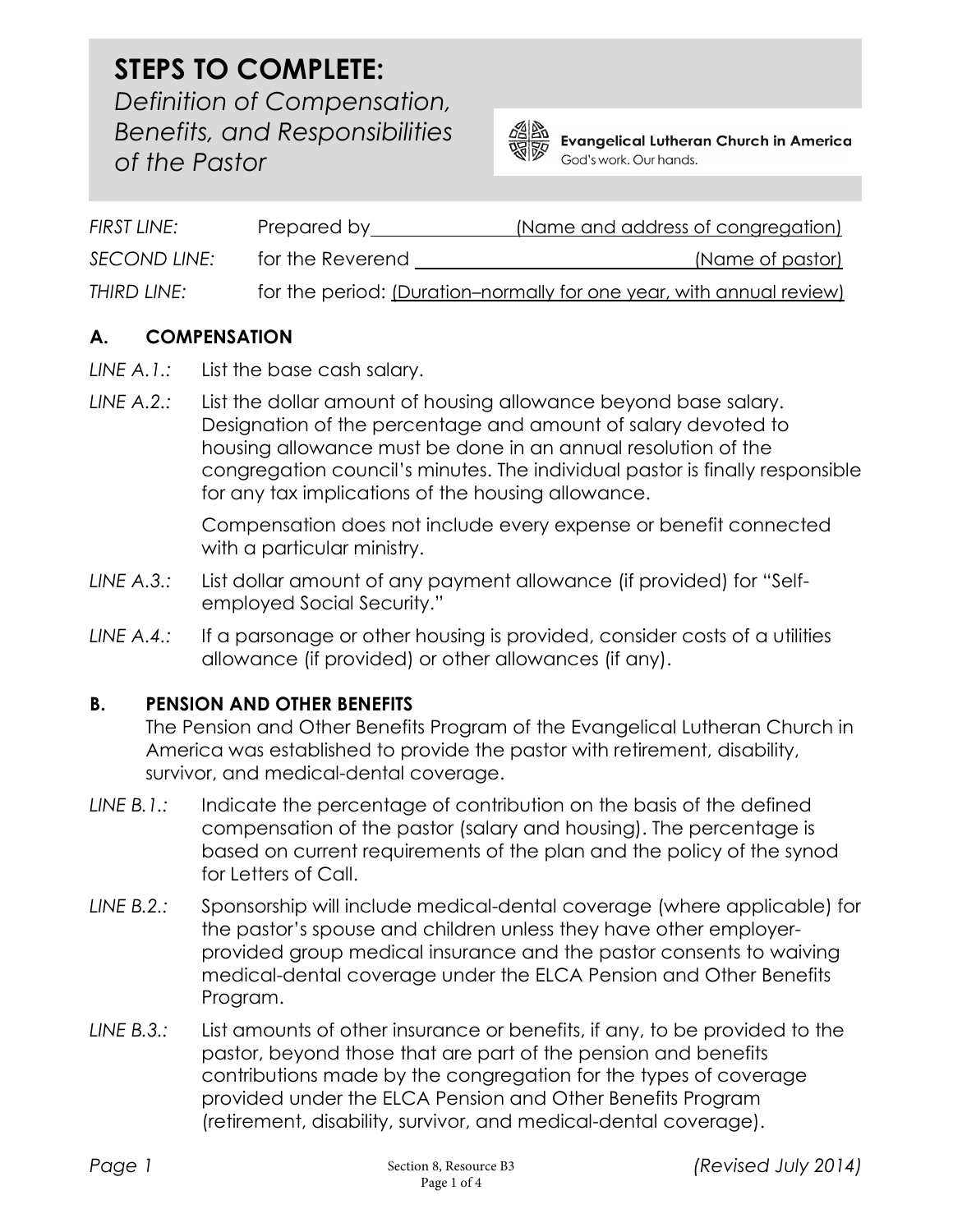# STEPS TO COMPLETE:

*Definition of Compensation, Benefits, and Responsibilities of the Pastor*

**Evangelical Lutheran Church in America**
God's work. Our hands.

*FIRST LINE:* Prepared by ______________ (Name and address of congregation)

*SECOND LINE:* for the Reverend ______________________________ (Name of pastor)

*THIRD LINE:* for the period: (Duration–normally for one year, with annual review)

## A. COMPENSATION

*LINE A.1.:* List the base cash salary.

*LINE A.2.:* List the dollar amount of housing allowance beyond base salary. Designation of the percentage and amount of salary devoted to housing allowance must be done in an annual resolution of the congregation council's minutes. The individual pastor is finally responsible for any tax implications of the housing allowance.

Compensation does not include every expense or benefit connected with a particular ministry.

*LINE A.3.:* List dollar amount of any payment allowance (if provided) for "Self-employed Social Security."

*LINE A.4.:* If a parsonage or other housing is provided, consider costs of a utilities allowance (if provided) or other allowances (if any).

## B. PENSION AND OTHER BENEFITS

The Pension and Other Benefits Program of the Evangelical Lutheran Church in America was established to provide the pastor with retirement, disability, survivor, and medical-dental coverage.

*LINE B.1.:* Indicate the percentage of contribution on the basis of the defined compensation of the pastor (salary and housing). The percentage is based on current requirements of the plan and the policy of the synod for Letters of Call.

*LINE B.2.:* Sponsorship will include medical-dental coverage (where applicable) for the pastor's spouse and children unless they have other employer-provided group medical insurance and the pastor consents to waiving medical-dental coverage under the ELCA Pension and Other Benefits Program.

*LINE B.3.:* List amounts of other insurance or benefits, if any, to be provided to the pastor, beyond those that are part of the pension and benefits contributions made by the congregation for the types of coverage provided under the ELCA Pension and Other Benefits Program (retirement, disability, survivor, and medical-dental coverage).

*Page 1* Section 8, Resource B3 *(Revised July 2014)*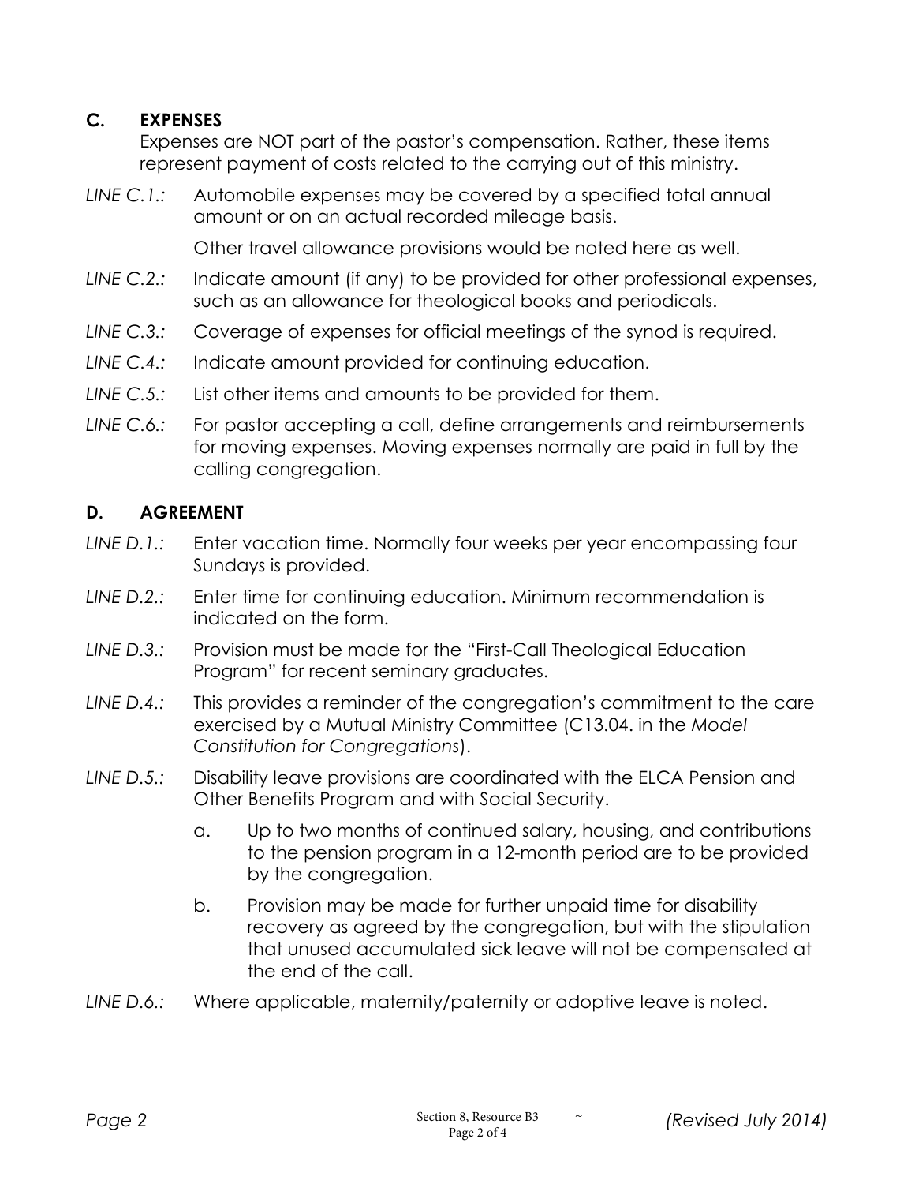## C. EXPENSES

Expenses are NOT part of the pastor's compensation. Rather, these items represent payment of costs related to the carrying out of this ministry.

*LINE C.1.:* Automobile expenses may be covered by a specified total annual amount or on an actual recorded mileage basis.

Other travel allowance provisions would be noted here as well.

*LINE C.2.:* Indicate amount (if any) to be provided for other professional expenses, such as an allowance for theological books and periodicals.

*LINE C.3.:* Coverage of expenses for official meetings of the synod is required.

*LINE C.4.:* Indicate amount provided for continuing education.

*LINE C.5.:* List other items and amounts to be provided for them.

*LINE C.6.:* For pastor accepting a call, define arrangements and reimbursements for moving expenses. Moving expenses normally are paid in full by the calling congregation.

## D. AGREEMENT

*LINE D.1.:* Enter vacation time. Normally four weeks per year encompassing four Sundays is provided.

*LINE D.2.:* Enter time for continuing education. Minimum recommendation is indicated on the form.

*LINE D.3.:* Provision must be made for the "First-Call Theological Education Program" for recent seminary graduates.

*LINE D.4.:* This provides a reminder of the congregation's commitment to the care exercised by a Mutual Ministry Committee (C13.04. in the *Model Constitution for Congregations*).

*LINE D.5.:* Disability leave provisions are coordinated with the ELCA Pension and Other Benefits Program and with Social Security.

a. Up to two months of continued salary, housing, and contributions to the pension program in a 12-month period are to be provided by the congregation.

b. Provision may be made for further unpaid time for disability recovery as agreed by the congregation, but with the stipulation that unused accumulated sick leave will not be compensated at the end of the call.

*LINE D.6.:* Where applicable, maternity/paternity or adoptive leave is noted.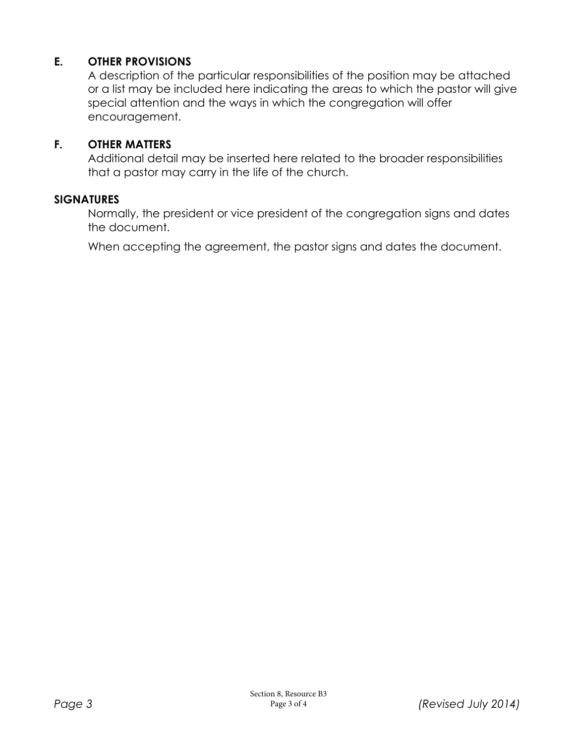## E. OTHER PROVISIONS

A description of the particular responsibilities of the position may be attached or a list may be included here indicating the areas to which the pastor will give special attention and the ways in which the congregation will offer encouragement.

## F. OTHER MATTERS

Additional detail may be inserted here related to the broader responsibilities that a pastor may carry in the life of the church.

## SIGNATURES

Normally, the president or vice president of the congregation signs and dates the document.

When accepting the agreement, the pastor signs and dates the document.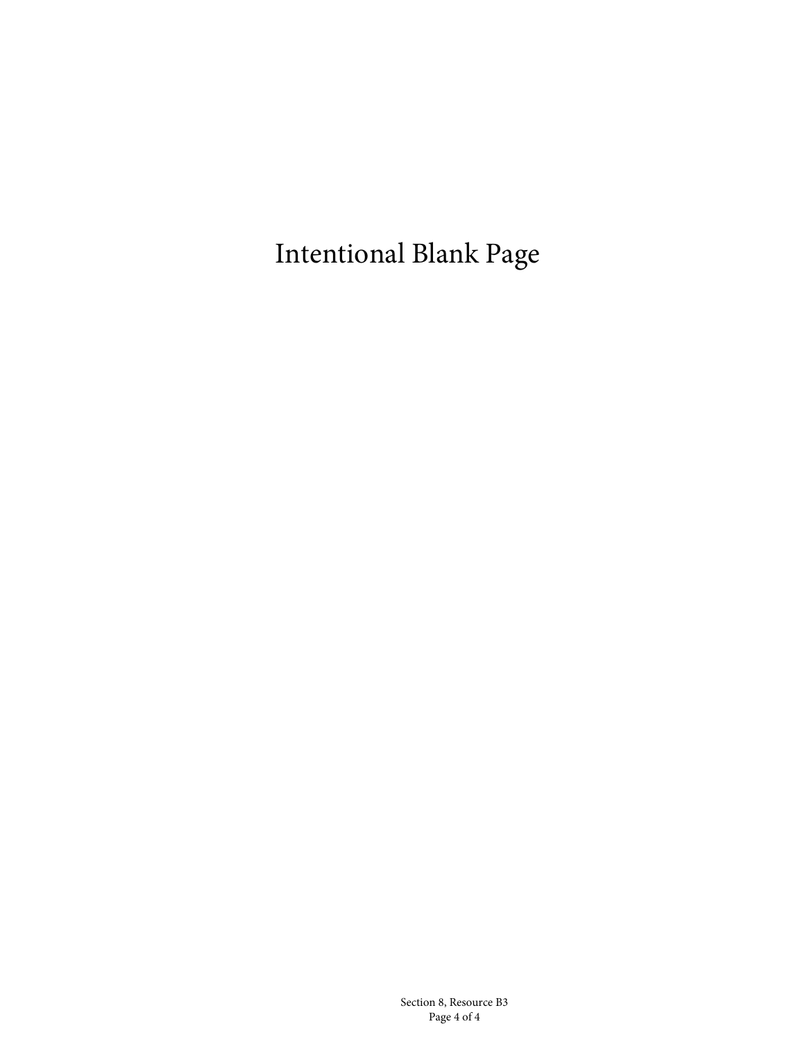Intentional Blank Page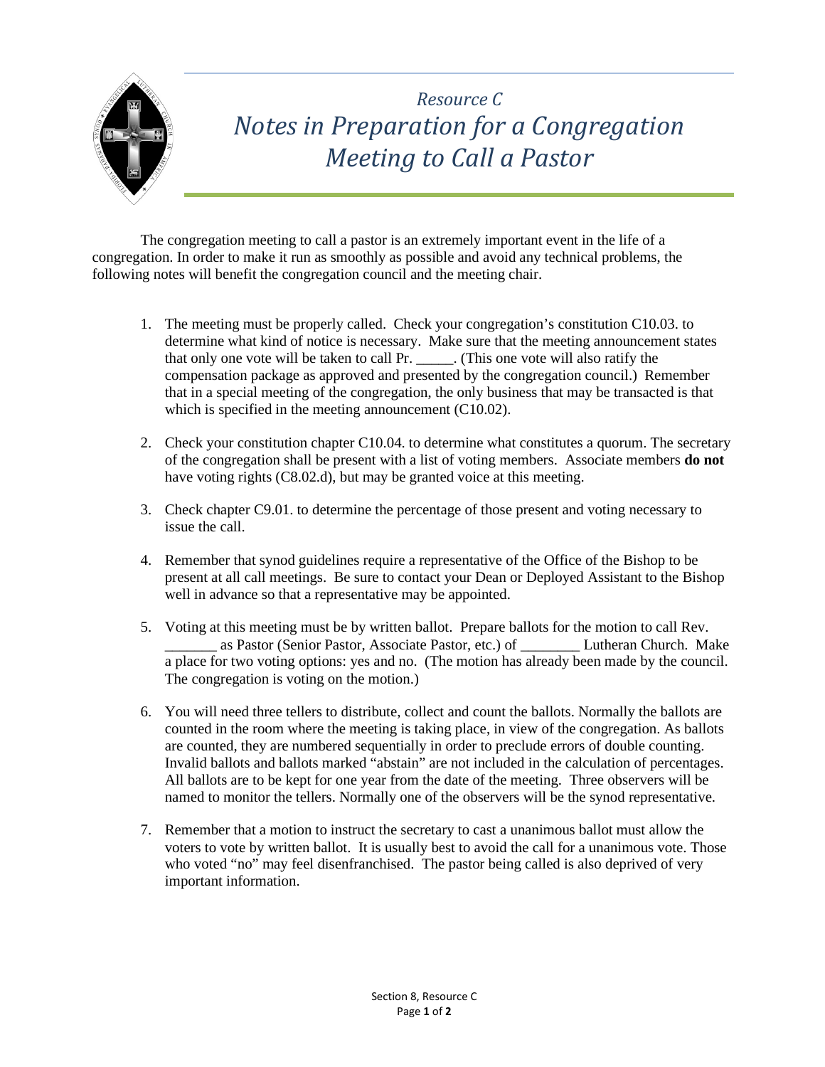# *Resource C*
# *Notes in Preparation for a Congregation Meeting to Call a Pastor*

The congregation meeting to call a pastor is an extremely important event in the life of a congregation. In order to make it run as smoothly as possible and avoid any technical problems, the following notes will benefit the congregation council and the meeting chair.

1. The meeting must be properly called. Check your congregation's constitution C10.03. to determine what kind of notice is necessary. Make sure that the meeting announcement states that only one vote will be taken to call Pr. _____. (This one vote will also ratify the compensation package as approved and presented by the congregation council.) Remember that in a special meeting of the congregation, the only business that may be transacted is that which is specified in the meeting announcement (C10.02).

2. Check your constitution chapter C10.04. to determine what constitutes a quorum. The secretary of the congregation shall be present with a list of voting members. Associate members **do not** have voting rights (C8.02.d), but may be granted voice at this meeting.

3. Check chapter C9.01. to determine the percentage of those present and voting necessary to issue the call.

4. Remember that synod guidelines require a representative of the Office of the Bishop to be present at all call meetings. Be sure to contact your Dean or Deployed Assistant to the Bishop well in advance so that a representative may be appointed.

5. Voting at this meeting must be by written ballot. Prepare ballots for the motion to call Rev. _______ as Pastor (Senior Pastor, Associate Pastor, etc.) of ________ Lutheran Church. Make a place for two voting options: yes and no. (The motion has already been made by the council. The congregation is voting on the motion.)

6. You will need three tellers to distribute, collect and count the ballots. Normally the ballots are counted in the room where the meeting is taking place, in view of the congregation. As ballots are counted, they are numbered sequentially in order to preclude errors of double counting. Invalid ballots and ballots marked "abstain" are not included in the calculation of percentages. All ballots are to be kept for one year from the date of the meeting. Three observers will be named to monitor the tellers. Normally one of the observers will be the synod representative.

7. Remember that a motion to instruct the secretary to cast a unanimous ballot must allow the voters to vote by written ballot. It is usually best to avoid the call for a unanimous vote. Those who voted "no" may feel disenfranchised. The pastor being called is also deprived of very important information.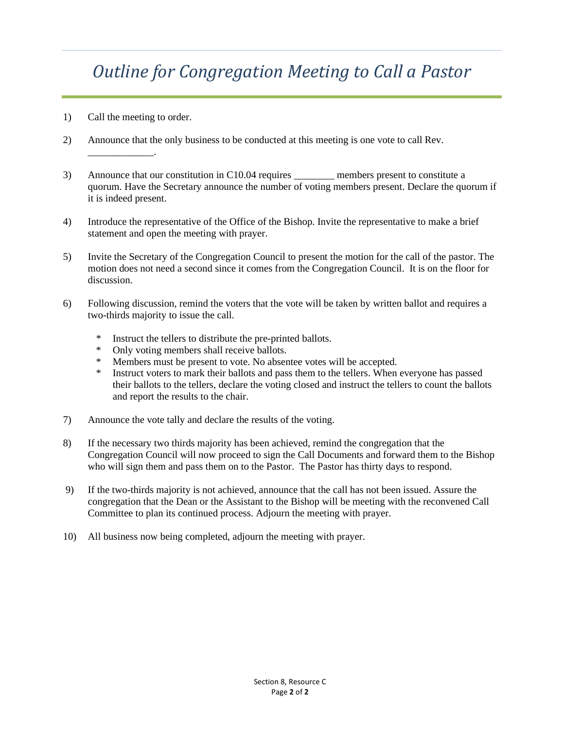# *Outline for Congregation Meeting to Call a Pastor*

1) Call the meeting to order.

2) Announce that the only business to be conducted at this meeting is one vote to call Rev. ____________.

3) Announce that our constitution in C10.04 requires ________ members present to constitute a quorum. Have the Secretary announce the number of voting members present. Declare the quorum if it is indeed present.

4) Introduce the representative of the Office of the Bishop. Invite the representative to make a brief statement and open the meeting with prayer.

5) Invite the Secretary of the Congregation Council to present the motion for the call of the pastor. The motion does not need a second since it comes from the Congregation Council. It is on the floor for discussion.

6) Following discussion, remind the voters that the vote will be taken by written ballot and requires a two-thirds majority to issue the call.

   * Instruct the tellers to distribute the pre-printed ballots.
   * Only voting members shall receive ballots.
   * Members must be present to vote. No absentee votes will be accepted.
   * Instruct voters to mark their ballots and pass them to the tellers. When everyone has passed their ballots to the tellers, declare the voting closed and instruct the tellers to count the ballots and report the results to the chair.

7) Announce the vote tally and declare the results of the voting.

8) If the necessary two thirds majority has been achieved, remind the congregation that the Congregation Council will now proceed to sign the Call Documents and forward them to the Bishop who will sign them and pass them on to the Pastor. The Pastor has thirty days to respond.

9) If the two-thirds majority is not achieved, announce that the call has not been issued. Assure the congregation that the Dean or the Assistant to the Bishop will be meeting with the reconvened Call Committee to plan its continued process. Adjourn the meeting with prayer.

10) All business now being completed, adjourn the meeting with prayer.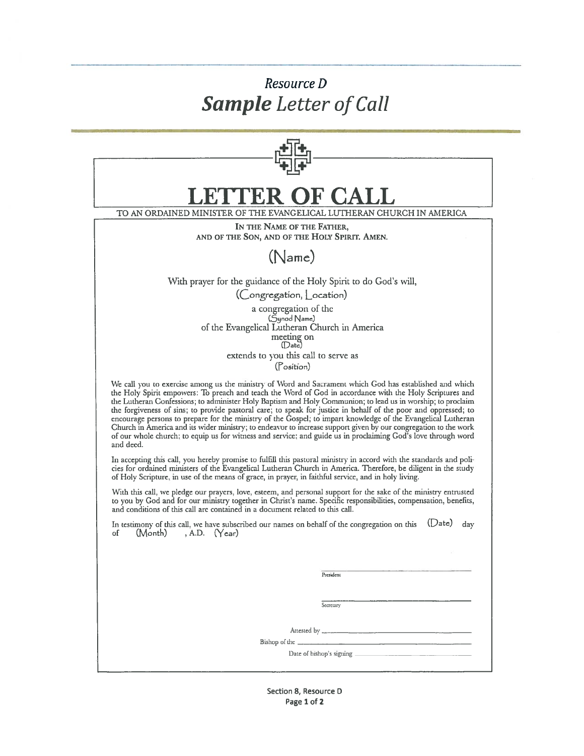# Resource D
# ***Sample*** *Letter of Call*

# LETTER OF CALL

TO AN ORDAINED MINISTER OF THE EVANGELICAL LUTHERAN CHURCH IN AMERICA

IN THE NAME OF THE FATHER,
AND OF THE SON, AND OF THE HOLY SPIRIT. AMEN.

(Name)

With prayer for the guidance of the Holy Spirit to do God's will,

(Congregation, Location)

a congregation of the
(Synod Name)
of the Evangelical Lutheran Church in America
meeting on
(Date)
extends to you this call to serve as
(Position)

We call you to exercise among us the ministry of Word and Sacrament which God has established and which the Holy Spirit empowers: To preach and teach the Word of God in accordance with the Holy Scriptures and the Lutheran Confessions; to administer Holy Baptism and Holy Communion; to lead us in worship; to proclaim the forgiveness of sins; to provide pastoral care; to speak for justice in behalf of the poor and oppressed; to encourage persons to prepare for the ministry of the Gospel; to impart knowledge of the Evangelical Lutheran Church in America and its wider ministry; to endeavor to increase support given by our congregation to the work of our whole church; to equip us for witness and service; and guide us in proclaiming God's love through word and deed.

In accepting this call, you hereby promise to fulfill this pastoral ministry in accord with the standards and policies for ordained ministers of the Evangelical Lutheran Church in America. Therefore, be diligent in the study of Holy Scripture, in use of the means of grace, in prayer, in faithful service, and in holy living.

With this call, we pledge our prayers, love, esteem, and personal support for the sake of the ministry entrusted to you by God and for our ministry together in Christ's name. Specific responsibilities, compensation, benefits, and conditions of this call are contained in a document related to this call.

In testimony of this call, we have subscribed our names on behalf of the congregation on this (Date) day of (Month), A.D. (Year)

______________________________
President

______________________________
Secretary

Attested by ______________________________

Bishop of the ______________________________

Date of bishop's signing ______________________________

Section 8, Resource D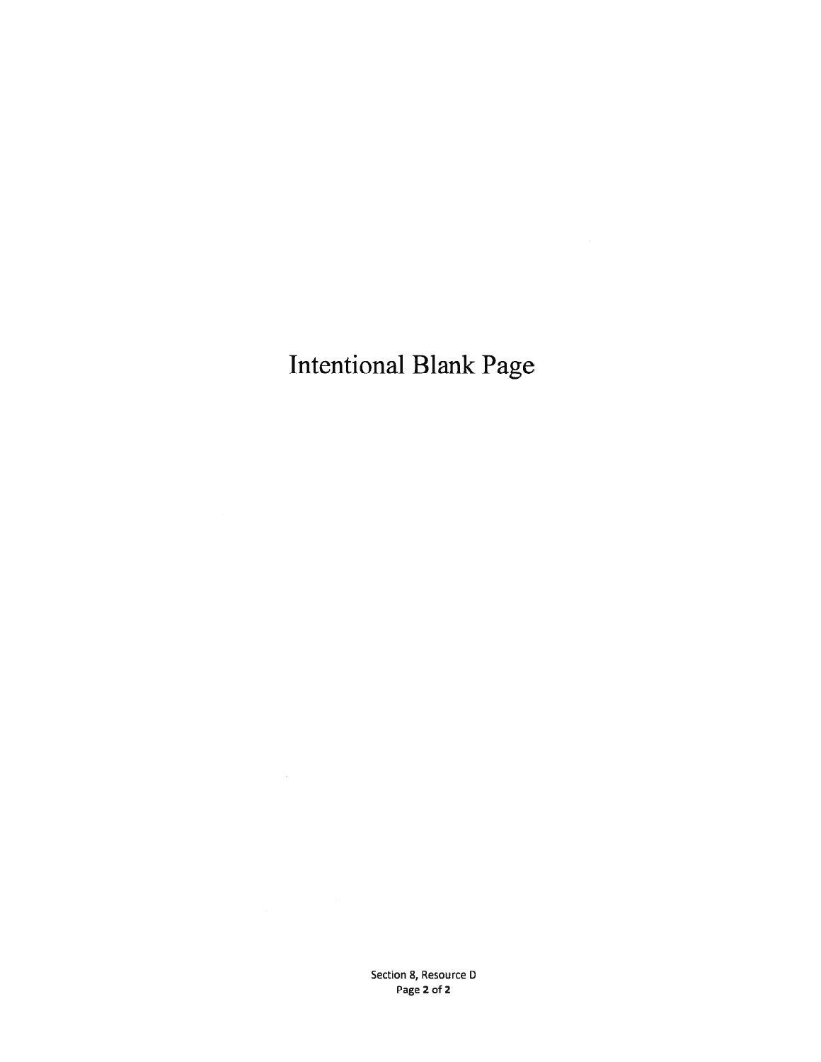Intentional Blank Page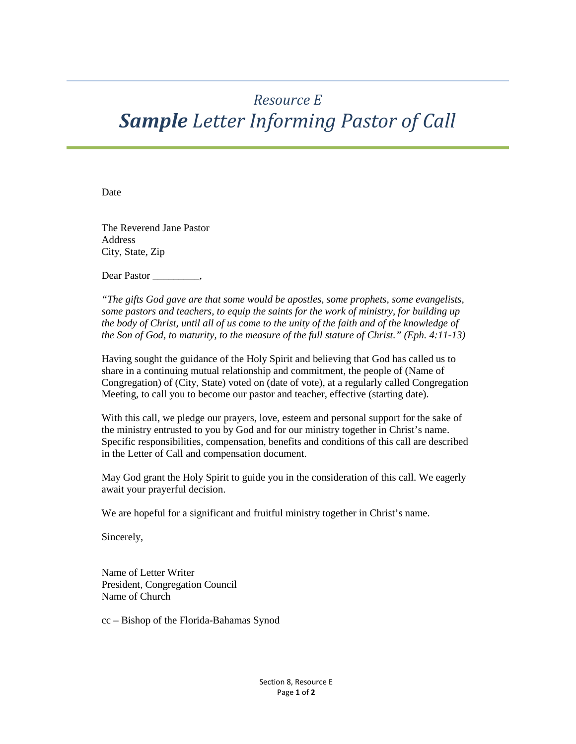# *Resource E*

# ***Sample*** *Letter Informing Pastor of Call*

Date

The Reverend Jane Pastor
Address
City, State, Zip

Dear Pastor _________,

*"The gifts God gave are that some would be apostles, some prophets, some evangelists, some pastors and teachers, to equip the saints for the work of ministry, for building up the body of Christ, until all of us come to the unity of the faith and of the knowledge of the Son of God, to maturity, to the measure of the full stature of Christ." (Eph. 4:11-13)*

Having sought the guidance of the Holy Spirit and believing that God has called us to share in a continuing mutual relationship and commitment, the people of (Name of Congregation) of (City, State) voted on (date of vote), at a regularly called Congregation Meeting, to call you to become our pastor and teacher, effective (starting date).

With this call, we pledge our prayers, love, esteem and personal support for the sake of the ministry entrusted to you by God and for our ministry together in Christ's name. Specific responsibilities, compensation, benefits and conditions of this call are described in the Letter of Call and compensation document.

May God grant the Holy Spirit to guide you in the consideration of this call. We eagerly await your prayerful decision.

We are hopeful for a significant and fruitful ministry together in Christ's name.

Sincerely,

Name of Letter Writer
President, Congregation Council
Name of Church

cc – Bishop of the Florida-Bahamas Synod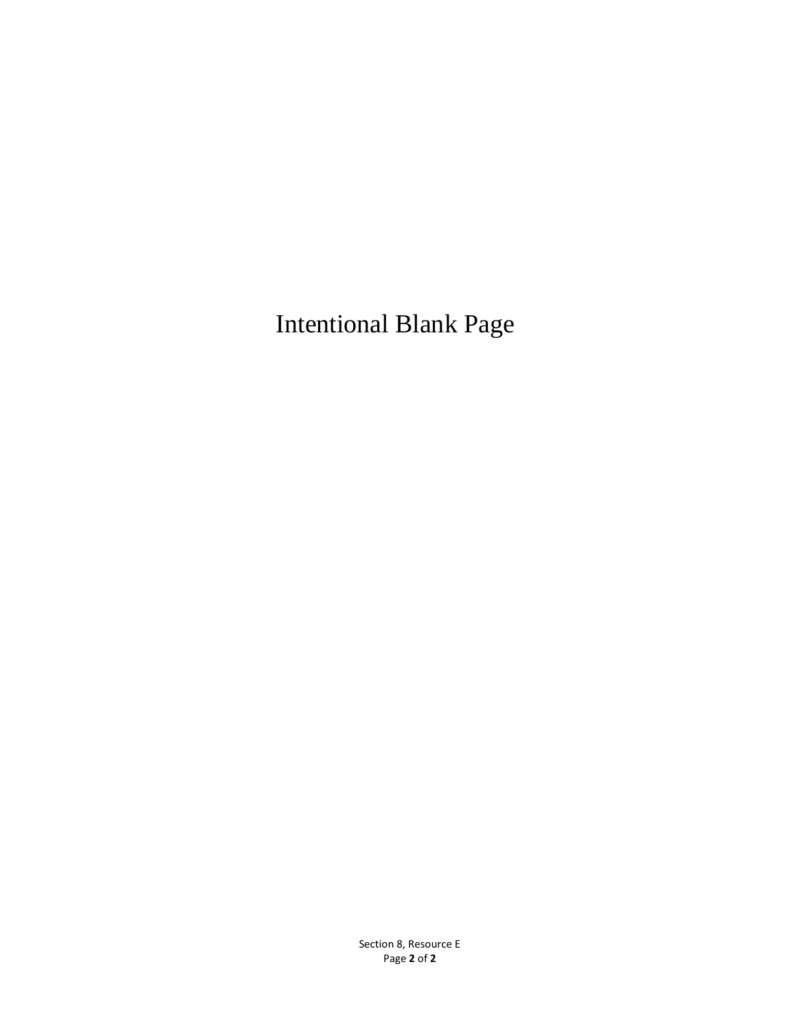Intentional Blank Page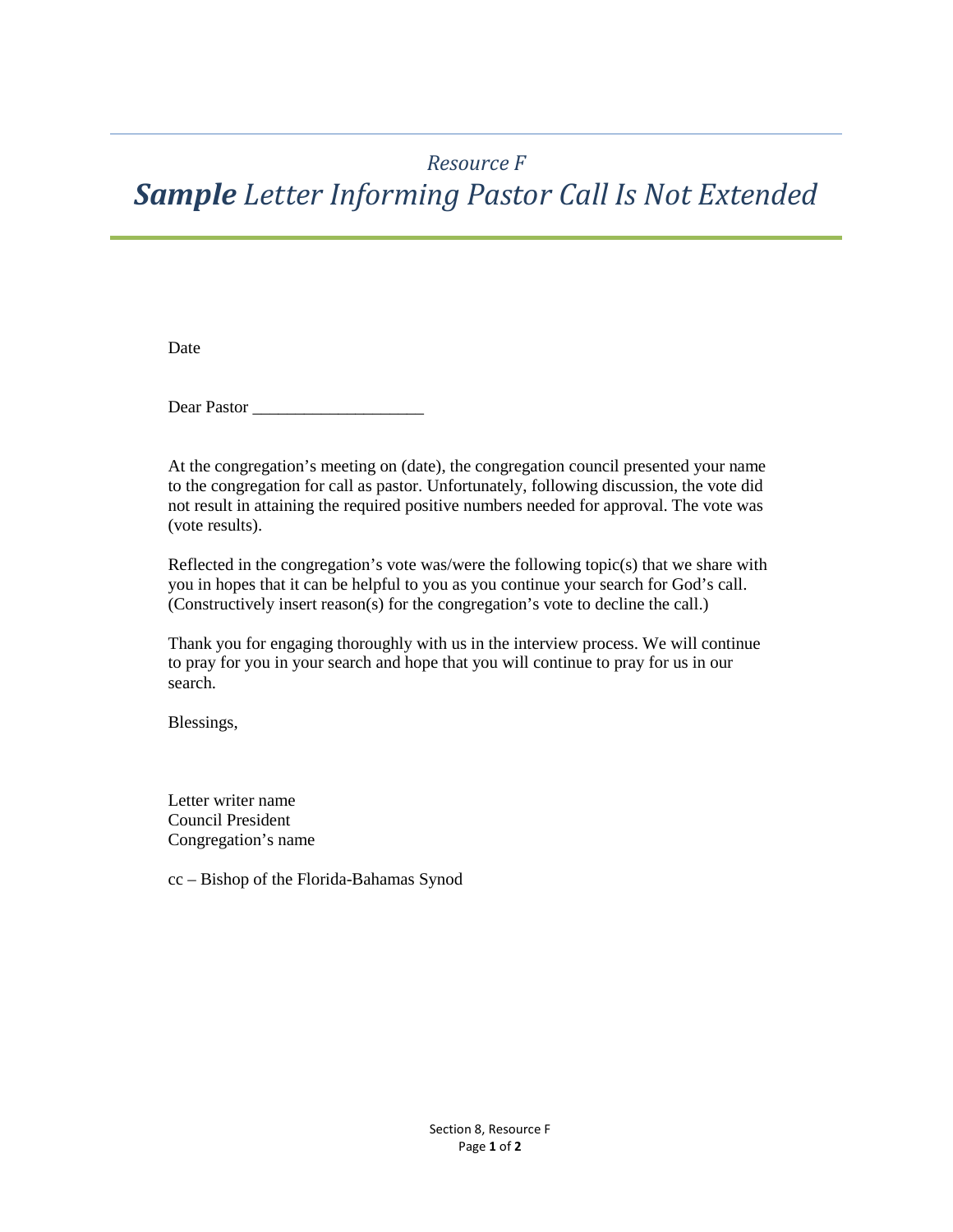*Resource F*

# ***Sample*** *Letter Informing Pastor Call Is Not Extended*

Date

Dear Pastor ____________________

At the congregation's meeting on (date), the congregation council presented your name to the congregation for call as pastor. Unfortunately, following discussion, the vote did not result in attaining the required positive numbers needed for approval. The vote was (vote results).

Reflected in the congregation's vote was/were the following topic(s) that we share with you in hopes that it can be helpful to you as you continue your search for God's call. (Constructively insert reason(s) for the congregation's vote to decline the call.)

Thank you for engaging thoroughly with us in the interview process. We will continue to pray for you in your search and hope that you will continue to pray for us in our search.

Blessings,

Letter writer name
Council President
Congregation's name

cc – Bishop of the Florida-Bahamas Synod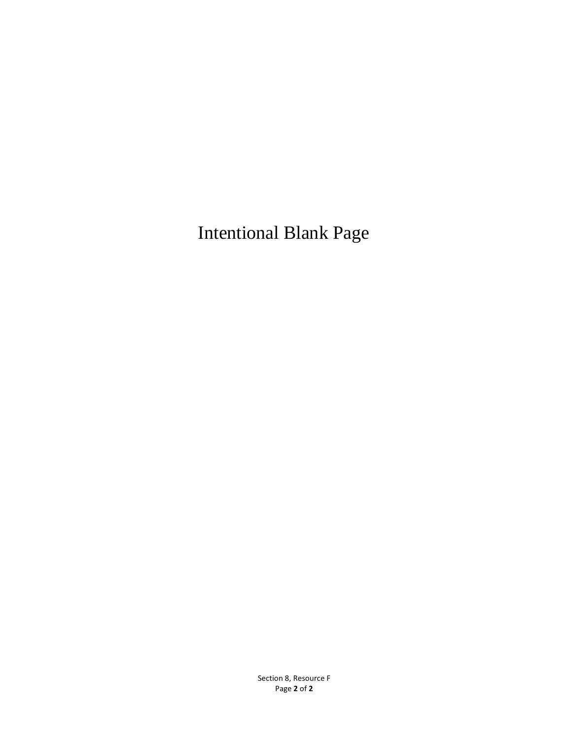Intentional Blank Page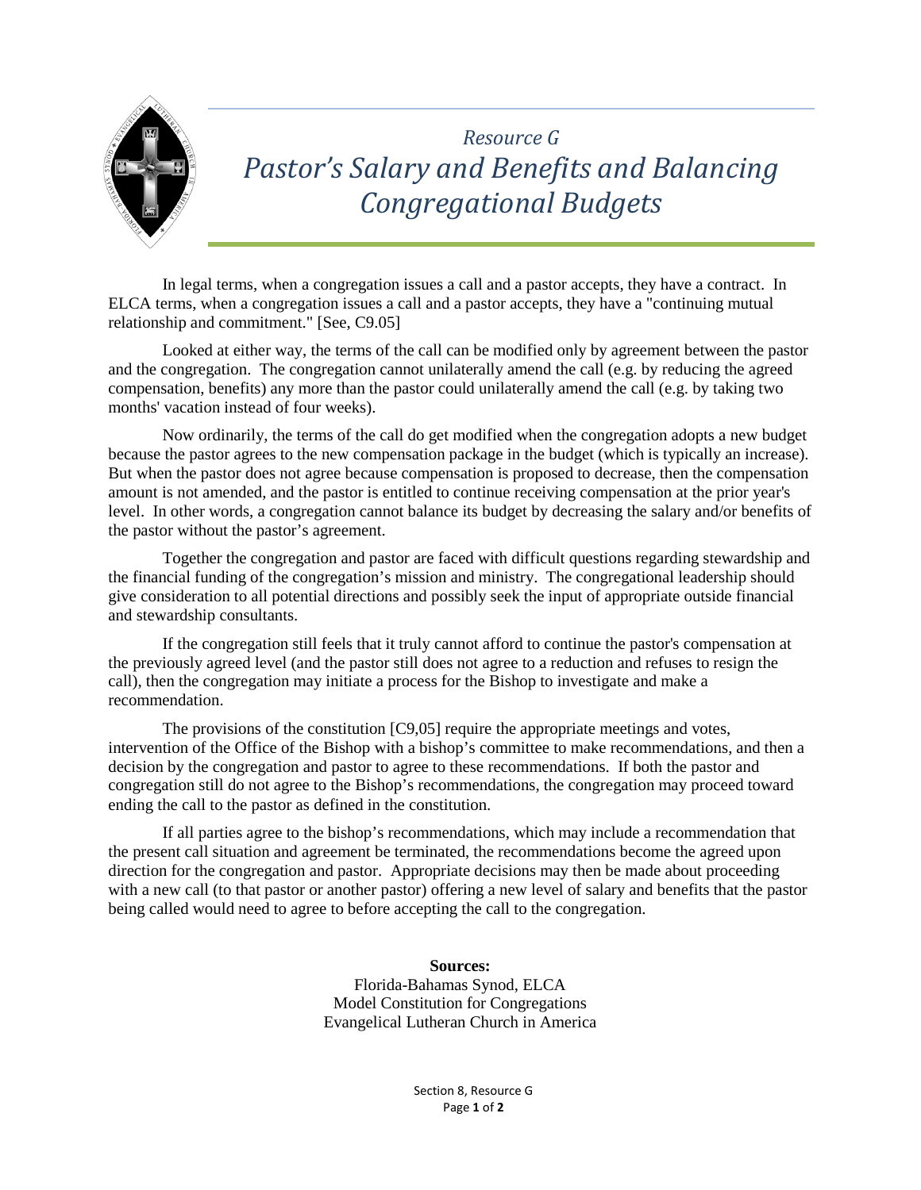# *Resource G*
# *Pastor's Salary and Benefits and Balancing Congregational Budgets*

In legal terms, when a congregation issues a call and a pastor accepts, they have a contract. In ELCA terms, when a congregation issues a call and a pastor accepts, they have a "continuing mutual relationship and commitment." [See, C9.05]

Looked at either way, the terms of the call can be modified only by agreement between the pastor and the congregation. The congregation cannot unilaterally amend the call (e.g. by reducing the agreed compensation, benefits) any more than the pastor could unilaterally amend the call (e.g. by taking two months' vacation instead of four weeks).

Now ordinarily, the terms of the call do get modified when the congregation adopts a new budget because the pastor agrees to the new compensation package in the budget (which is typically an increase). But when the pastor does not agree because compensation is proposed to decrease, then the compensation amount is not amended, and the pastor is entitled to continue receiving compensation at the prior year's level. In other words, a congregation cannot balance its budget by decreasing the salary and/or benefits of the pastor without the pastor's agreement.

Together the congregation and pastor are faced with difficult questions regarding stewardship and the financial funding of the congregation's mission and ministry. The congregational leadership should give consideration to all potential directions and possibly seek the input of appropriate outside financial and stewardship consultants.

If the congregation still feels that it truly cannot afford to continue the pastor's compensation at the previously agreed level (and the pastor still does not agree to a reduction and refuses to resign the call), then the congregation may initiate a process for the Bishop to investigate and make a recommendation.

The provisions of the constitution [C9,05] require the appropriate meetings and votes, intervention of the Office of the Bishop with a bishop's committee to make recommendations, and then a decision by the congregation and pastor to agree to these recommendations. If both the pastor and congregation still do not agree to the Bishop's recommendations, the congregation may proceed toward ending the call to the pastor as defined in the constitution.

If all parties agree to the bishop's recommendations, which may include a recommendation that the present call situation and agreement be terminated, the recommendations become the agreed upon direction for the congregation and pastor. Appropriate decisions may then be made about proceeding with a new call (to that pastor or another pastor) offering a new level of salary and benefits that the pastor being called would need to agree to before accepting the call to the congregation.

**Sources:**
Florida-Bahamas Synod, ELCA
Model Constitution for Congregations
Evangelical Lutheran Church in America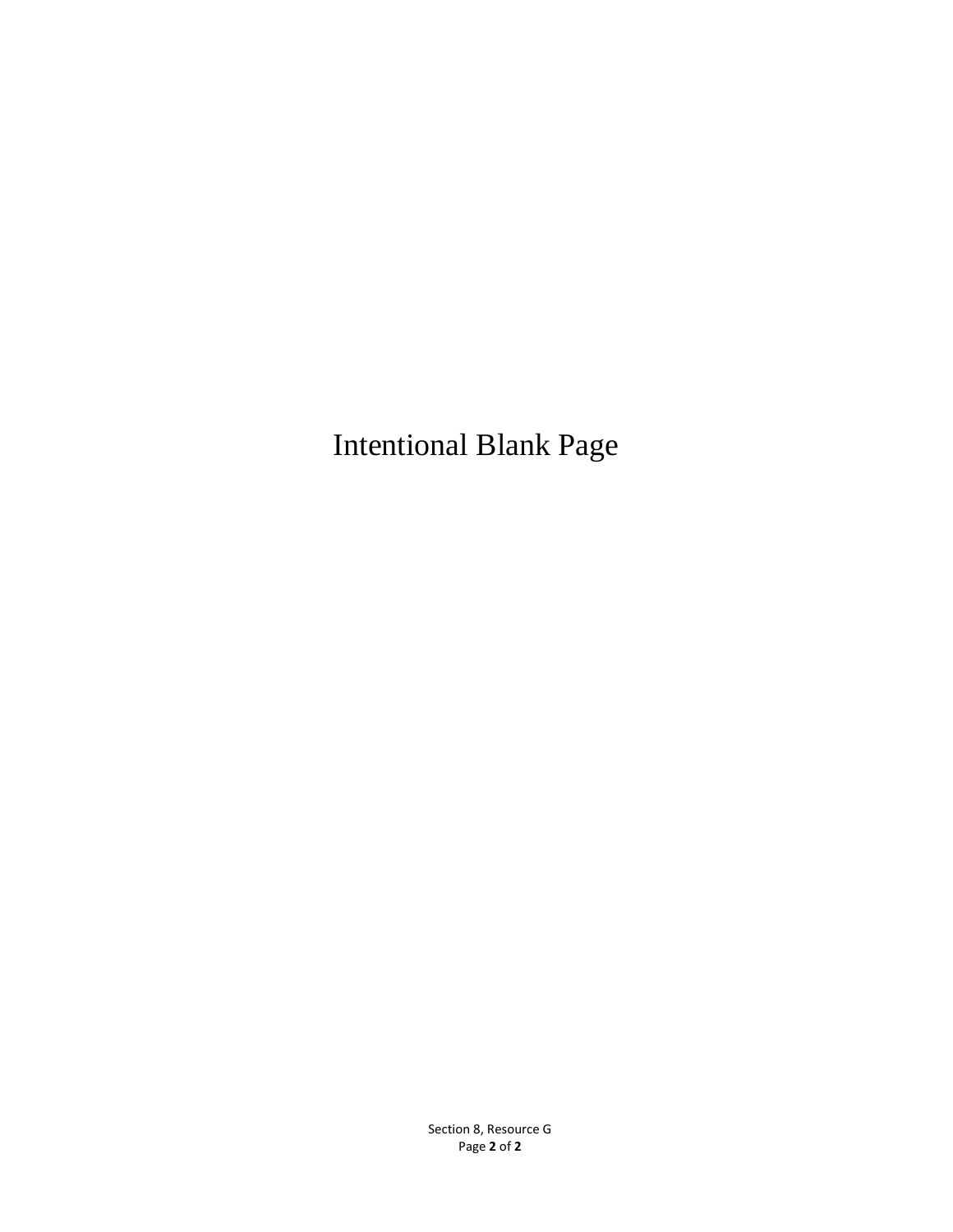Intentional Blank Page